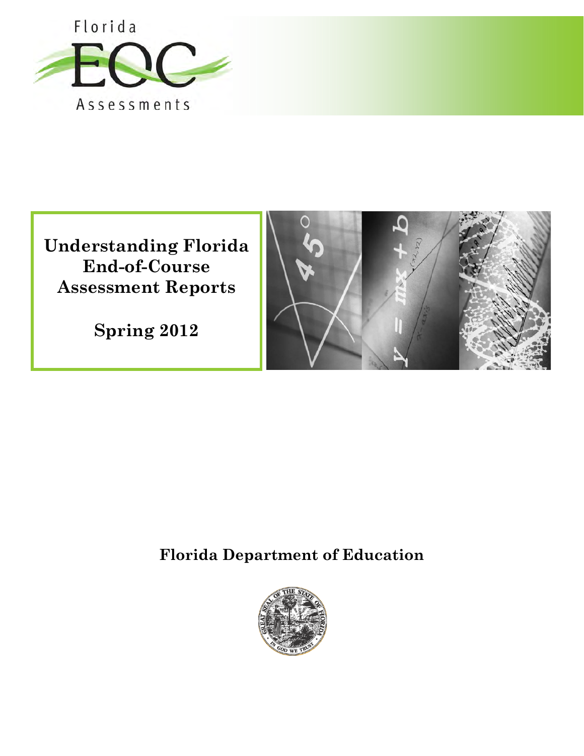Florida EOC Assessments

# Understanding Florida End-of-Course Assessment Reports

## Spring 2012

**Florida Department of Education**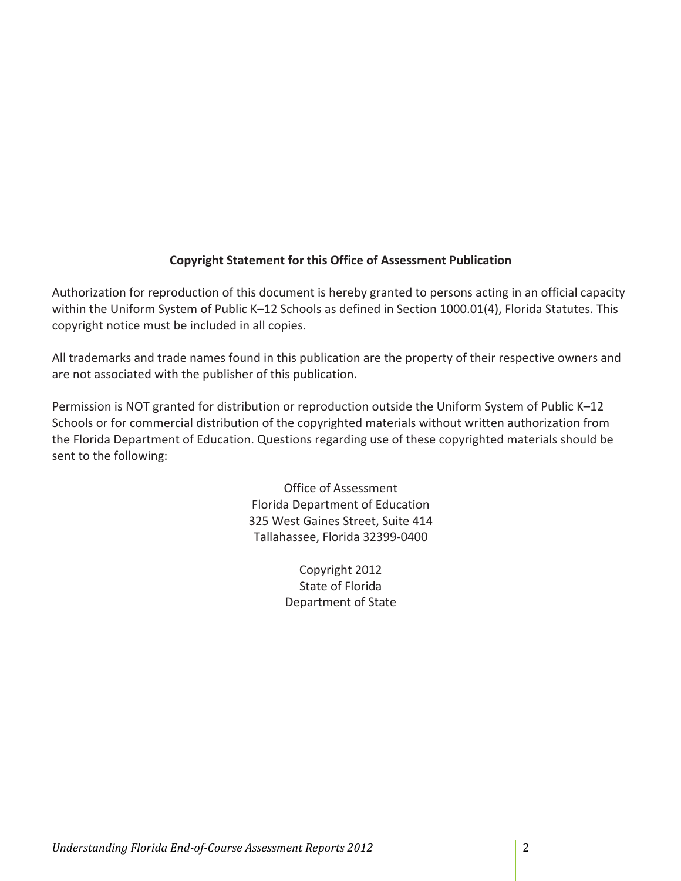**Copyright Statement for this Office of Assessment Publication**

Authorization for reproduction of this document is hereby granted to persons acting in an official capacity within the Uniform System of Public K–12 Schools as defined in Section 1000.01(4), Florida Statutes. This copyright notice must be included in all copies.

All trademarks and trade names found in this publication are the property of their respective owners and are not associated with the publisher of this publication.

Permission is NOT granted for distribution or reproduction outside the Uniform System of Public K–12 Schools or for commercial distribution of the copyrighted materials without written authorization from the Florida Department of Education. Questions regarding use of these copyrighted materials should be sent to the following:

Office of Assessment
Florida Department of Education
325 West Gaines Street, Suite 414
Tallahassee, Florida 32399-0400

Copyright 2012
State of Florida
Department of State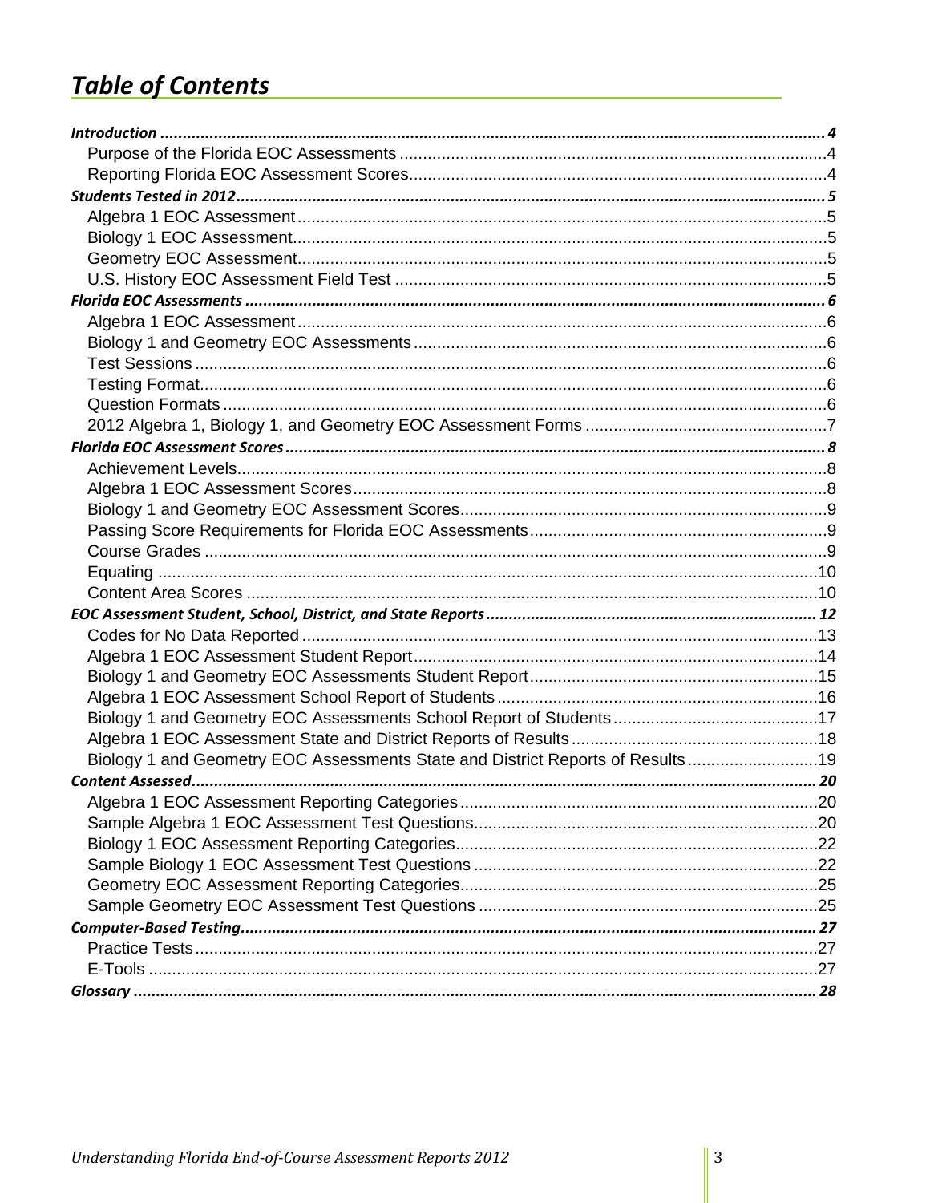# *Table of Contents*

**Introduction** ..... **4**
- Purpose of the Florida EOC Assessments ..... 4
- Reporting Florida EOC Assessment Scores ..... 4

**Students Tested in 2012** ..... **5**
- Algebra 1 EOC Assessment ..... 5
- Biology 1 EOC Assessment ..... 5
- Geometry EOC Assessment ..... 5
- U.S. History EOC Assessment Field Test ..... 5

**Florida EOC Assessments** ..... **6**
- Algebra 1 EOC Assessment ..... 6
- Biology 1 and Geometry EOC Assessments ..... 6
- Test Sessions ..... 6
- Testing Format ..... 6
- Question Formats ..... 6
- 2012 Algebra 1, Biology 1, and Geometry EOC Assessment Forms ..... 7

**Florida EOC Assessment Scores** ..... **8**
- Achievement Levels ..... 8
- Algebra 1 EOC Assessment Scores ..... 8
- Biology 1 and Geometry EOC Assessment Scores ..... 9
- Passing Score Requirements for Florida EOC Assessments ..... 9
- Course Grades ..... 9
- Equating ..... 10
- Content Area Scores ..... 10

**EOC Assessment Student, School, District, and State Reports** ..... **12**
- Codes for No Data Reported ..... 13
- Algebra 1 EOC Assessment Student Report ..... 14
- Biology 1 and Geometry EOC Assessments Student Report ..... 15
- Algebra 1 EOC Assessment School Report of Students ..... 16
- Biology 1 and Geometry EOC Assessments School Report of Students ..... 17
- Algebra 1 EOC Assessment State and District Reports of Results ..... 18
- Biology 1 and Geometry EOC Assessments State and District Reports of Results ..... 19

**Content Assessed** ..... **20**
- Algebra 1 EOC Assessment Reporting Categories ..... 20
- Sample Algebra 1 EOC Assessment Test Questions ..... 20
- Biology 1 EOC Assessment Reporting Categories ..... 22
- Sample Biology 1 EOC Assessment Test Questions ..... 22
- Geometry EOC Assessment Reporting Categories ..... 25
- Sample Geometry EOC Assessment Test Questions ..... 25

**Computer-Based Testing** ..... **27**
- Practice Tests ..... 27
- E-Tools ..... 27

**Glossary** ..... **28**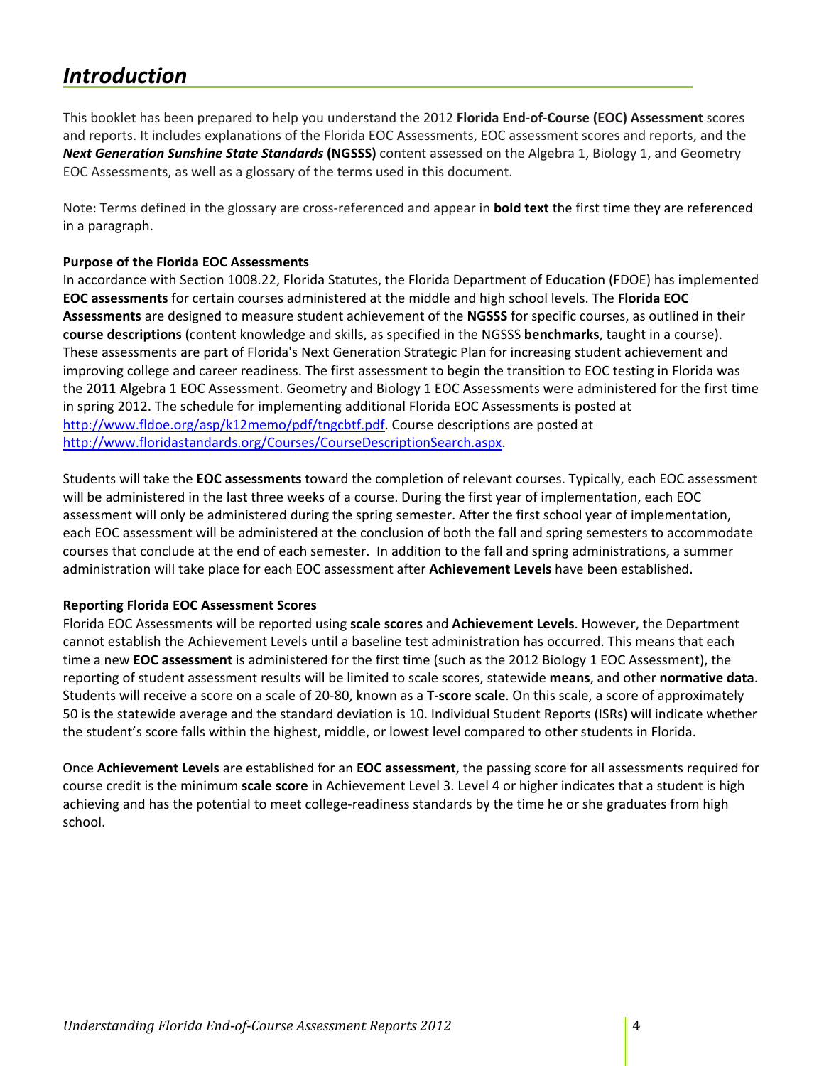# *Introduction*

This booklet has been prepared to help you understand the 2012 **Florida End-of-Course (EOC) Assessment** scores and reports. It includes explanations of the Florida EOC Assessments, EOC assessment scores and reports, and the ***Next Generation Sunshine State Standards*** **(NGSSS)** content assessed on the Algebra 1, Biology 1, and Geometry EOC Assessments, as well as a glossary of the terms used in this document.

Note: Terms defined in the glossary are cross-referenced and appear in **bold text** the first time they are referenced in a paragraph.

**Purpose of the Florida EOC Assessments**

In accordance with Section 1008.22, Florida Statutes, the Florida Department of Education (FDOE) has implemented **EOC assessments** for certain courses administered at the middle and high school levels. The **Florida EOC Assessments** are designed to measure student achievement of the **NGSSS** for specific courses, as outlined in their **course descriptions** (content knowledge and skills, as specified in the NGSSS **benchmarks**, taught in a course). These assessments are part of Florida's Next Generation Strategic Plan for increasing student achievement and improving college and career readiness. The first assessment to begin the transition to EOC testing in Florida was the 2011 Algebra 1 EOC Assessment. Geometry and Biology 1 EOC Assessments were administered for the first time in spring 2012. The schedule for implementing additional Florida EOC Assessments is posted at [http://www.fldoe.org/asp/k12memo/pdf/tngcbtf.pdf](http://www.fldoe.org/asp/k12memo/pdf/tngcbtf.pdf). Course descriptions are posted at [http://www.floridastandards.org/Courses/CourseDescriptionSearch.aspx](http://www.floridastandards.org/Courses/CourseDescriptionSearch.aspx).

Students will take the **EOC assessments** toward the completion of relevant courses. Typically, each EOC assessment will be administered in the last three weeks of a course. During the first year of implementation, each EOC assessment will only be administered during the spring semester. After the first school year of implementation, each EOC assessment will be administered at the conclusion of both the fall and spring semesters to accommodate courses that conclude at the end of each semester. In addition to the fall and spring administrations, a summer administration will take place for each EOC assessment after **Achievement Levels** have been established.

**Reporting Florida EOC Assessment Scores**

Florida EOC Assessments will be reported using **scale scores** and **Achievement Levels**. However, the Department cannot establish the Achievement Levels until a baseline test administration has occurred. This means that each time a new **EOC assessment** is administered for the first time (such as the 2012 Biology 1 EOC Assessment), the reporting of student assessment results will be limited to scale scores, statewide **means**, and other **normative data**. Students will receive a score on a scale of 20-80, known as a **T-score scale**. On this scale, a score of approximately 50 is the statewide average and the standard deviation is 10. Individual Student Reports (ISRs) will indicate whether the student's score falls within the highest, middle, or lowest level compared to other students in Florida.

Once **Achievement Levels** are established for an **EOC assessment**, the passing score for all assessments required for course credit is the minimum **scale score** in Achievement Level 3. Level 4 or higher indicates that a student is high achieving and has the potential to meet college-readiness standards by the time he or she graduates from high school.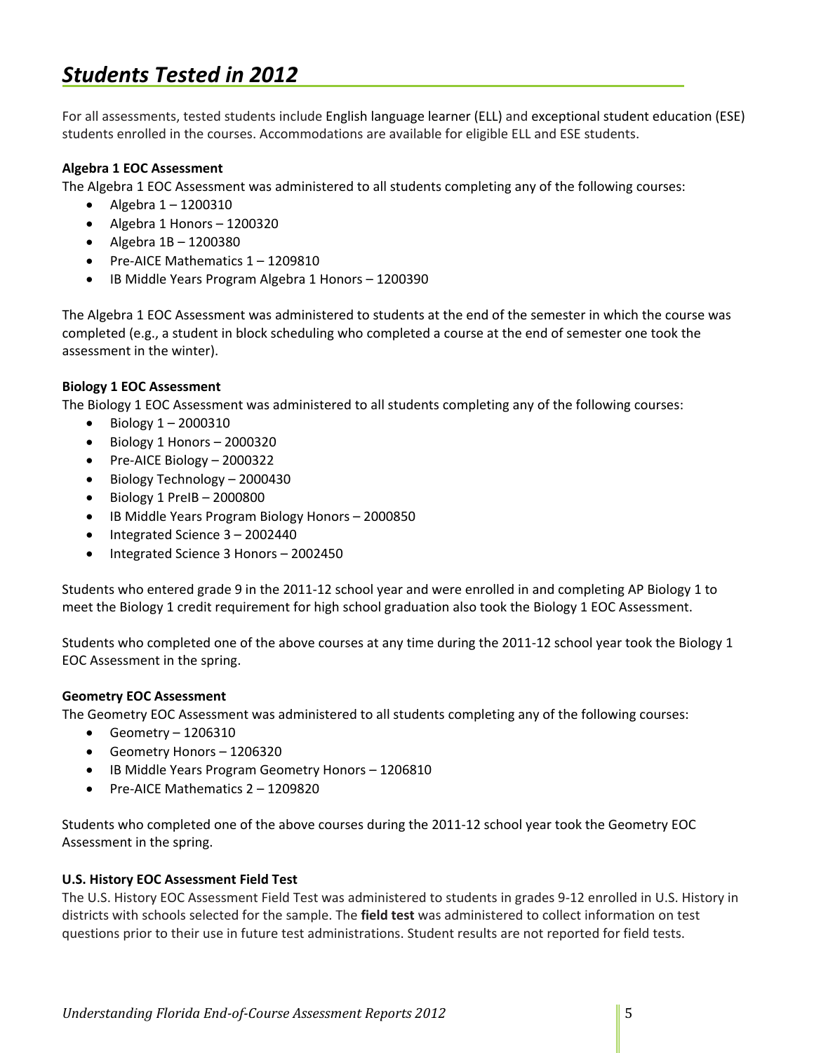# *Students Tested in 2012*

For all assessments, tested students include English language learner (ELL) and exceptional student education (ESE) students enrolled in the courses. Accommodations are available for eligible ELL and ESE students.

**Algebra 1 EOC Assessment**

The Algebra 1 EOC Assessment was administered to all students completing any of the following courses:

- Algebra 1 – 1200310
- Algebra 1 Honors – 1200320
- Algebra 1B – 1200380
- Pre-AICE Mathematics 1 – 1209810
- IB Middle Years Program Algebra 1 Honors – 1200390

The Algebra 1 EOC Assessment was administered to students at the end of the semester in which the course was completed (e.g., a student in block scheduling who completed a course at the end of semester one took the assessment in the winter).

**Biology 1 EOC Assessment**

The Biology 1 EOC Assessment was administered to all students completing any of the following courses:

- Biology 1 – 2000310
- Biology 1 Honors – 2000320
- Pre-AICE Biology – 2000322
- Biology Technology – 2000430
- Biology 1 PreIB – 2000800
- IB Middle Years Program Biology Honors – 2000850
- Integrated Science 3 – 2002440
- Integrated Science 3 Honors – 2002450

Students who entered grade 9 in the 2011-12 school year and were enrolled in and completing AP Biology 1 to meet the Biology 1 credit requirement for high school graduation also took the Biology 1 EOC Assessment.

Students who completed one of the above courses at any time during the 2011-12 school year took the Biology 1 EOC Assessment in the spring.

**Geometry EOC Assessment**

The Geometry EOC Assessment was administered to all students completing any of the following courses:

- Geometry – 1206310
- Geometry Honors – 1206320
- IB Middle Years Program Geometry Honors – 1206810
- Pre-AICE Mathematics 2 – 1209820

Students who completed one of the above courses during the 2011-12 school year took the Geometry EOC Assessment in the spring.

**U.S. History EOC Assessment Field Test**

The U.S. History EOC Assessment Field Test was administered to students in grades 9-12 enrolled in U.S. History in districts with schools selected for the sample. The **field test** was administered to collect information on test questions prior to their use in future test administrations. Student results are not reported for field tests.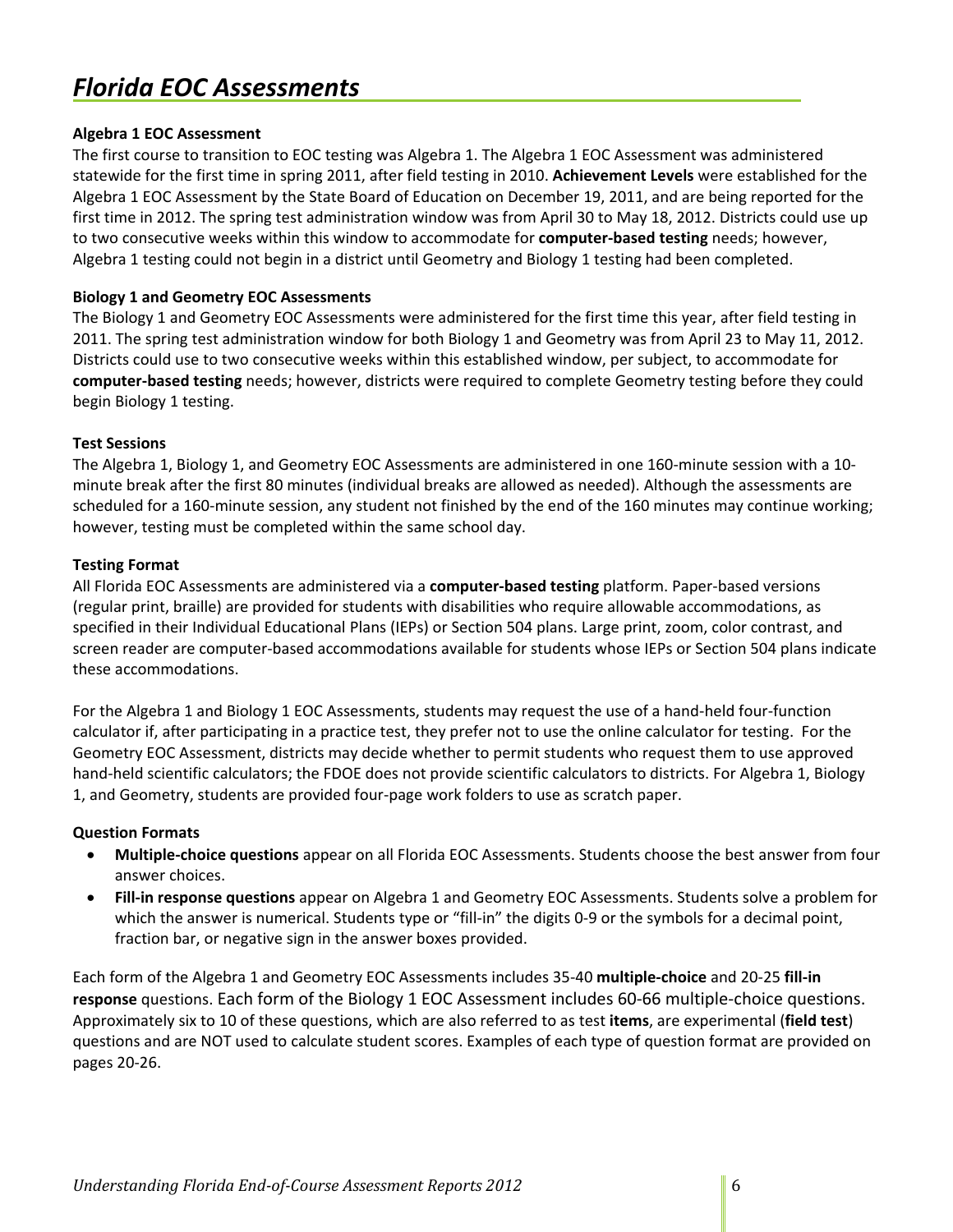# *Florida EOC Assessments*

**Algebra 1 EOC Assessment**

The first course to transition to EOC testing was Algebra 1. The Algebra 1 EOC Assessment was administered statewide for the first time in spring 2011, after field testing in 2010. **Achievement Levels** were established for the Algebra 1 EOC Assessment by the State Board of Education on December 19, 2011, and are being reported for the first time in 2012. The spring test administration window was from April 30 to May 18, 2012. Districts could use up to two consecutive weeks within this window to accommodate for **computer-based testing** needs; however, Algebra 1 testing could not begin in a district until Geometry and Biology 1 testing had been completed.

**Biology 1 and Geometry EOC Assessments**

The Biology 1 and Geometry EOC Assessments were administered for the first time this year, after field testing in 2011. The spring test administration window for both Biology 1 and Geometry was from April 23 to May 11, 2012. Districts could use to two consecutive weeks within this established window, per subject, to accommodate for **computer-based testing** needs; however, districts were required to complete Geometry testing before they could begin Biology 1 testing.

**Test Sessions**

The Algebra 1, Biology 1, and Geometry EOC Assessments are administered in one 160-minute session with a 10-minute break after the first 80 minutes (individual breaks are allowed as needed). Although the assessments are scheduled for a 160-minute session, any student not finished by the end of the 160 minutes may continue working; however, testing must be completed within the same school day.

**Testing Format**

All Florida EOC Assessments are administered via a **computer-based testing** platform. Paper-based versions (regular print, braille) are provided for students with disabilities who require allowable accommodations, as specified in their Individual Educational Plans (IEPs) or Section 504 plans. Large print, zoom, color contrast, and screen reader are computer-based accommodations available for students whose IEPs or Section 504 plans indicate these accommodations.

For the Algebra 1 and Biology 1 EOC Assessments, students may request the use of a hand-held four-function calculator if, after participating in a practice test, they prefer not to use the online calculator for testing. For the Geometry EOC Assessment, districts may decide whether to permit students who request them to use approved hand-held scientific calculators; the FDOE does not provide scientific calculators to districts. For Algebra 1, Biology 1, and Geometry, students are provided four-page work folders to use as scratch paper.

**Question Formats**

- **Multiple-choice questions** appear on all Florida EOC Assessments. Students choose the best answer from four answer choices.
- **Fill-in response questions** appear on Algebra 1 and Geometry EOC Assessments. Students solve a problem for which the answer is numerical. Students type or "fill-in" the digits 0-9 or the symbols for a decimal point, fraction bar, or negative sign in the answer boxes provided.

Each form of the Algebra 1 and Geometry EOC Assessments includes 35-40 **multiple-choice** and 20-25 **fill-in response** questions. Each form of the Biology 1 EOC Assessment includes 60-66 multiple-choice questions. Approximately six to 10 of these questions, which are also referred to as test **items**, are experimental (**field test**) questions and are NOT used to calculate student scores. Examples of each type of question format are provided on pages 20-26.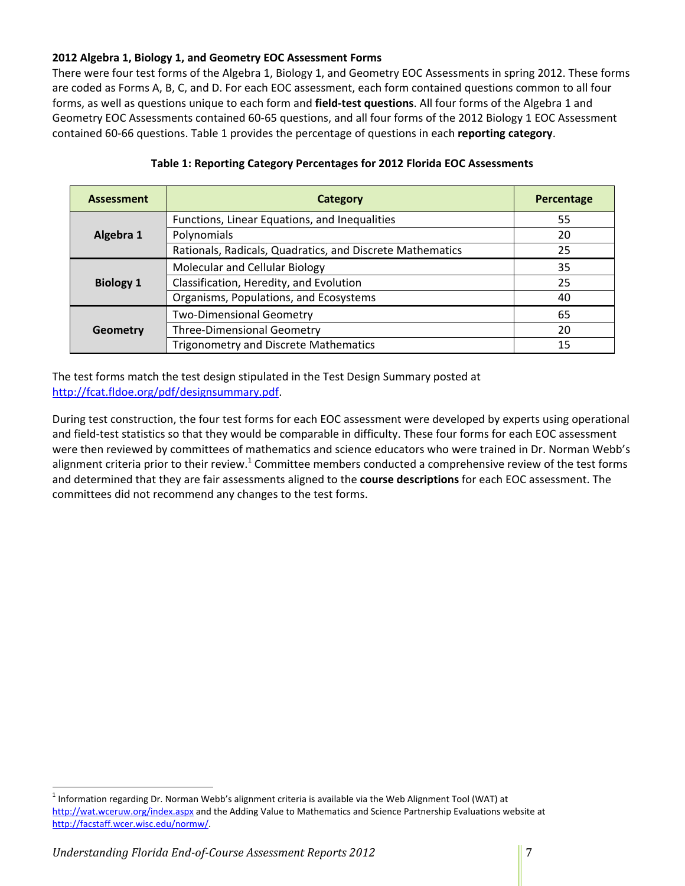**2012 Algebra 1, Biology 1, and Geometry EOC Assessment Forms**

There were four test forms of the Algebra 1, Biology 1, and Geometry EOC Assessments in spring 2012. These forms are coded as Forms A, B, C, and D. For each EOC assessment, each form contained questions common to all four forms, as well as questions unique to each form and **field-test questions**. All four forms of the Algebra 1 and Geometry EOC Assessments contained 60-65 questions, and all four forms of the 2012 Biology 1 EOC Assessment contained 60-66 questions. Table 1 provides the percentage of questions in each **reporting category**.

**Table 1: Reporting Category Percentages for 2012 Florida EOC Assessments**

| Assessment | Category | Percentage |
|---|---|---|
| Algebra 1 | Functions, Linear Equations, and Inequalities | 55 |
| | Polynomials | 20 |
| | Rationals, Radicals, Quadratics, and Discrete Mathematics | 25 |
| Biology 1 | Molecular and Cellular Biology | 35 |
| | Classification, Heredity, and Evolution | 25 |
| | Organisms, Populations, and Ecosystems | 40 |
| Geometry | Two-Dimensional Geometry | 65 |
| | Three-Dimensional Geometry | 20 |
| | Trigonometry and Discrete Mathematics | 15 |

The test forms match the test design stipulated in the Test Design Summary posted at http://fcat.fldoe.org/pdf/designsummary.pdf.

During test construction, the four test forms for each EOC assessment were developed by experts using operational and field-test statistics so that they would be comparable in difficulty. These four forms for each EOC assessment were then reviewed by committees of mathematics and science educators who were trained in Dr. Norman Webb's alignment criteria prior to their review.[1] Committee members conducted a comprehensive review of the test forms and determined that they are fair assessments aligned to the **course descriptions** for each EOC assessment. The committees did not recommend any changes to the test forms.

---

[1] Information regarding Dr. Norman Webb's alignment criteria is available via the Web Alignment Tool (WAT) at http://wat.wceruw.org/index.aspx and the Adding Value to Mathematics and Science Partnership Evaluations website at http://facstaff.wcer.wisc.edu/normw/.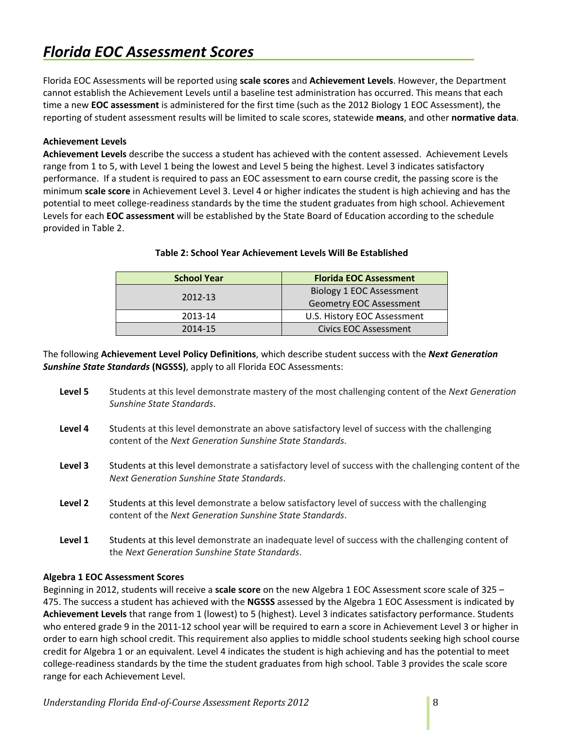# *Florida EOC Assessment Scores*

Florida EOC Assessments will be reported using **scale scores** and **Achievement Levels**. However, the Department cannot establish the Achievement Levels until a baseline test administration has occurred. This means that each time a new **EOC assessment** is administered for the first time (such as the 2012 Biology 1 EOC Assessment), the reporting of student assessment results will be limited to scale scores, statewide **means**, and other **normative data**.

**Achievement Levels**

**Achievement Levels** describe the success a student has achieved with the content assessed. Achievement Levels range from 1 to 5, with Level 1 being the lowest and Level 5 being the highest. Level 3 indicates satisfactory performance. If a student is required to pass an EOC assessment to earn course credit, the passing score is the minimum **scale score** in Achievement Level 3. Level 4 or higher indicates the student is high achieving and has the potential to meet college-readiness standards by the time the student graduates from high school. Achievement Levels for each **EOC assessment** will be established by the State Board of Education according to the schedule provided in Table 2.

**Table 2: School Year Achievement Levels Will Be Established**

| School Year | Florida EOC Assessment |
|---|---|
| 2012-13 | Biology 1 EOC Assessment<br>Geometry EOC Assessment |
| 2013-14 | U.S. History EOC Assessment |
| 2014-15 | Civics EOC Assessment |

The following **Achievement Level Policy Definitions**, which describe student success with the ***Next Generation Sunshine State Standards*** **(NGSSS)**, apply to all Florida EOC Assessments:

**Level 5** Students at this level demonstrate mastery of the most challenging content of the *Next Generation Sunshine State Standards*.

**Level 4** Students at this level demonstrate an above satisfactory level of success with the challenging content of the *Next Generation Sunshine State Standards*.

**Level 3** Students at this level demonstrate a satisfactory level of success with the challenging content of the *Next Generation Sunshine State Standards*.

**Level 2** Students at this level demonstrate a below satisfactory level of success with the challenging content of the *Next Generation Sunshine State Standards*.

**Level 1** Students at this level demonstrate an inadequate level of success with the challenging content of the *Next Generation Sunshine State Standards*.

**Algebra 1 EOC Assessment Scores**

Beginning in 2012, students will receive a **scale score** on the new Algebra 1 EOC Assessment score scale of 325 – 475. The success a student has achieved with the **NGSSS** assessed by the Algebra 1 EOC Assessment is indicated by **Achievement Levels** that range from 1 (lowest) to 5 (highest). Level 3 indicates satisfactory performance. Students who entered grade 9 in the 2011-12 school year will be required to earn a score in Achievement Level 3 or higher in order to earn high school credit. This requirement also applies to middle school students seeking high school course credit for Algebra 1 or an equivalent. Level 4 indicates the student is high achieving and has the potential to meet college-readiness standards by the time the student graduates from high school. Table 3 provides the scale score range for each Achievement Level.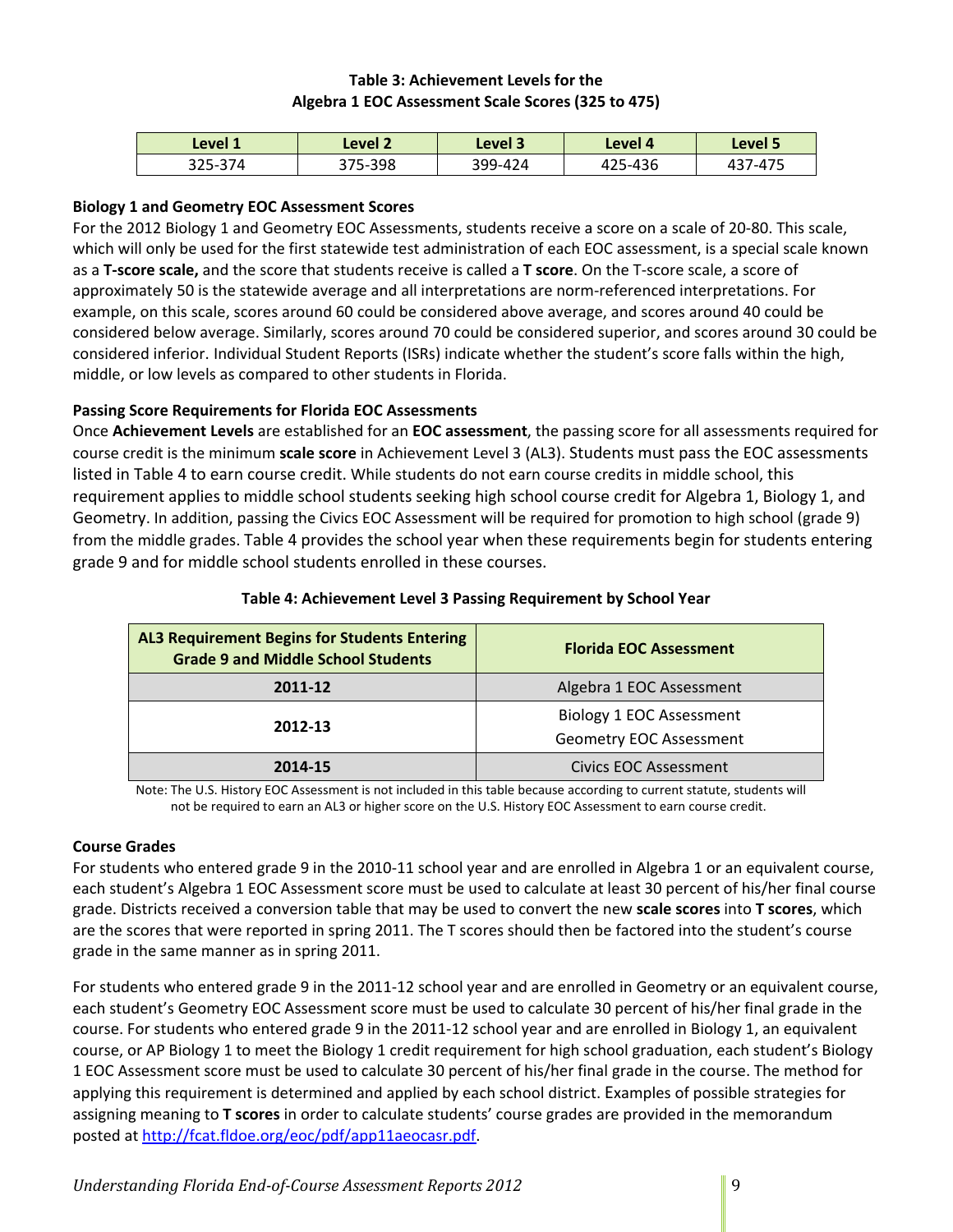**Table 3: Achievement Levels for the Algebra 1 EOC Assessment Scale Scores (325 to 475)**

| Level 1 | Level 2 | Level 3 | Level 4 | Level 5 |
|---|---|---|---|---|
| 325-374 | 375-398 | 399-424 | 425-436 | 437-475 |

### Biology 1 and Geometry EOC Assessment Scores

For the 2012 Biology 1 and Geometry EOC Assessments, students receive a score on a scale of 20-80. This scale, which will only be used for the first statewide test administration of each EOC assessment, is a special scale known as a **T-score scale,** and the score that students receive is called a **T score**. On the T-score scale, a score of approximately 50 is the statewide average and all interpretations are norm-referenced interpretations. For example, on this scale, scores around 60 could be considered above average, and scores around 40 could be considered below average. Similarly, scores around 70 could be considered superior, and scores around 30 could be considered inferior. Individual Student Reports (ISRs) indicate whether the student's score falls within the high, middle, or low levels as compared to other students in Florida.

### Passing Score Requirements for Florida EOC Assessments

Once **Achievement Levels** are established for an **EOC assessment**, the passing score for all assessments required for course credit is the minimum **scale score** in Achievement Level 3 (AL3). Students must pass the EOC assessments listed in Table 4 to earn course credit. While students do not earn course credits in middle school, this requirement applies to middle school students seeking high school course credit for Algebra 1, Biology 1, and Geometry. In addition, passing the Civics EOC Assessment will be required for promotion to high school (grade 9) from the middle grades. Table 4 provides the school year when these requirements begin for students entering grade 9 and for middle school students enrolled in these courses.

**Table 4: Achievement Level 3 Passing Requirement by School Year**

| AL3 Requirement Begins for Students Entering Grade 9 and Middle School Students | Florida EOC Assessment |
|---|---|
| **2011-12** | Algebra 1 EOC Assessment |
| **2012-13** | Biology 1 EOC Assessment<br>Geometry EOC Assessment |
| **2014-15** | Civics EOC Assessment |

Note: The U.S. History EOC Assessment is not included in this table because according to current statute, students will not be required to earn an AL3 or higher score on the U.S. History EOC Assessment to earn course credit.

### Course Grades

For students who entered grade 9 in the 2010-11 school year and are enrolled in Algebra 1 or an equivalent course, each student's Algebra 1 EOC Assessment score must be used to calculate at least 30 percent of his/her final course grade. Districts received a conversion table that may be used to convert the new **scale scores** into **T scores**, which are the scores that were reported in spring 2011. The T scores should then be factored into the student's course grade in the same manner as in spring 2011.

For students who entered grade 9 in the 2011-12 school year and are enrolled in Geometry or an equivalent course, each student's Geometry EOC Assessment score must be used to calculate 30 percent of his/her final grade in the course. For students who entered grade 9 in the 2011-12 school year and are enrolled in Biology 1, an equivalent course, or AP Biology 1 to meet the Biology 1 credit requirement for high school graduation, each student's Biology 1 EOC Assessment score must be used to calculate 30 percent of his/her final grade in the course. The method for applying this requirement is determined and applied by each school district. Examples of possible strategies for assigning meaning to **T scores** in order to calculate students' course grades are provided in the memorandum posted at http://fcat.fldoe.org/eoc/pdf/app11aeocasr.pdf.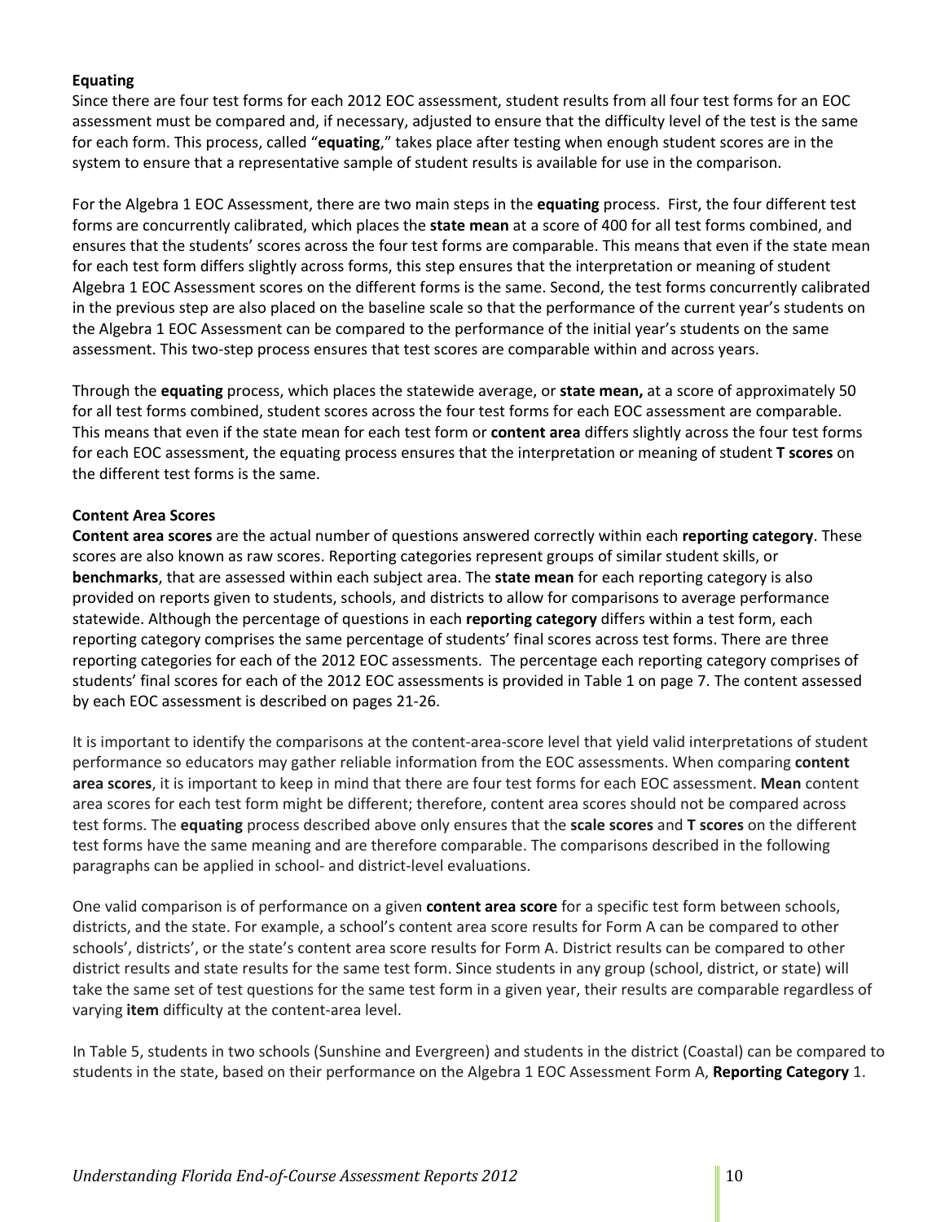**Equating**

Since there are four test forms for each 2012 EOC assessment, student results from all four test forms for an EOC assessment must be compared and, if necessary, adjusted to ensure that the difficulty level of the test is the same for each form. This process, called "**equating**," takes place after testing when enough student scores are in the system to ensure that a representative sample of student results is available for use in the comparison.

For the Algebra 1 EOC Assessment, there are two main steps in the **equating** process. First, the four different test forms are concurrently calibrated, which places the **state mean** at a score of 400 for all test forms combined, and ensures that the students' scores across the four test forms are comparable. This means that even if the state mean for each test form differs slightly across forms, this step ensures that the interpretation or meaning of student Algebra 1 EOC Assessment scores on the different forms is the same. Second, the test forms concurrently calibrated in the previous step are also placed on the baseline scale so that the performance of the current year's students on the Algebra 1 EOC Assessment can be compared to the performance of the initial year's students on the same assessment. This two-step process ensures that test scores are comparable within and across years.

Through the **equating** process, which places the statewide average, or **state mean,** at a score of approximately 50 for all test forms combined, student scores across the four test forms for each EOC assessment are comparable. This means that even if the state mean for each test form or **content area** differs slightly across the four test forms for each EOC assessment, the equating process ensures that the interpretation or meaning of student **T scores** on the different test forms is the same.

**Content Area Scores**

**Content area scores** are the actual number of questions answered correctly within each **reporting category**. These scores are also known as raw scores. Reporting categories represent groups of similar student skills, or **benchmarks**, that are assessed within each subject area. The **state mean** for each reporting category is also provided on reports given to students, schools, and districts to allow for comparisons to average performance statewide. Although the percentage of questions in each **reporting category** differs within a test form, each reporting category comprises the same percentage of students' final scores across test forms. There are three reporting categories for each of the 2012 EOC assessments. The percentage each reporting category comprises of students' final scores for each of the 2012 EOC assessments is provided in Table 1 on page 7. The content assessed by each EOC assessment is described on pages 21-26.

It is important to identify the comparisons at the content-area-score level that yield valid interpretations of student performance so educators may gather reliable information from the EOC assessments. When comparing **content area scores**, it is important to keep in mind that there are four test forms for each EOC assessment. **Mean** content area scores for each test form might be different; therefore, content area scores should not be compared across test forms. The **equating** process described above only ensures that the **scale scores** and **T scores** on the different test forms have the same meaning and are therefore comparable. The comparisons described in the following paragraphs can be applied in school- and district-level evaluations.

One valid comparison is of performance on a given **content area score** for a specific test form between schools, districts, and the state. For example, a school's content area score results for Form A can be compared to other schools', districts', or the state's content area score results for Form A. District results can be compared to other district results and state results for the same test form. Since students in any group (school, district, or state) will take the same set of test questions for the same test form in a given year, their results are comparable regardless of varying **item** difficulty at the content-area level.

In Table 5, students in two schools (Sunshine and Evergreen) and students in the district (Coastal) can be compared to students in the state, based on their performance on the Algebra 1 EOC Assessment Form A, **Reporting Category** 1.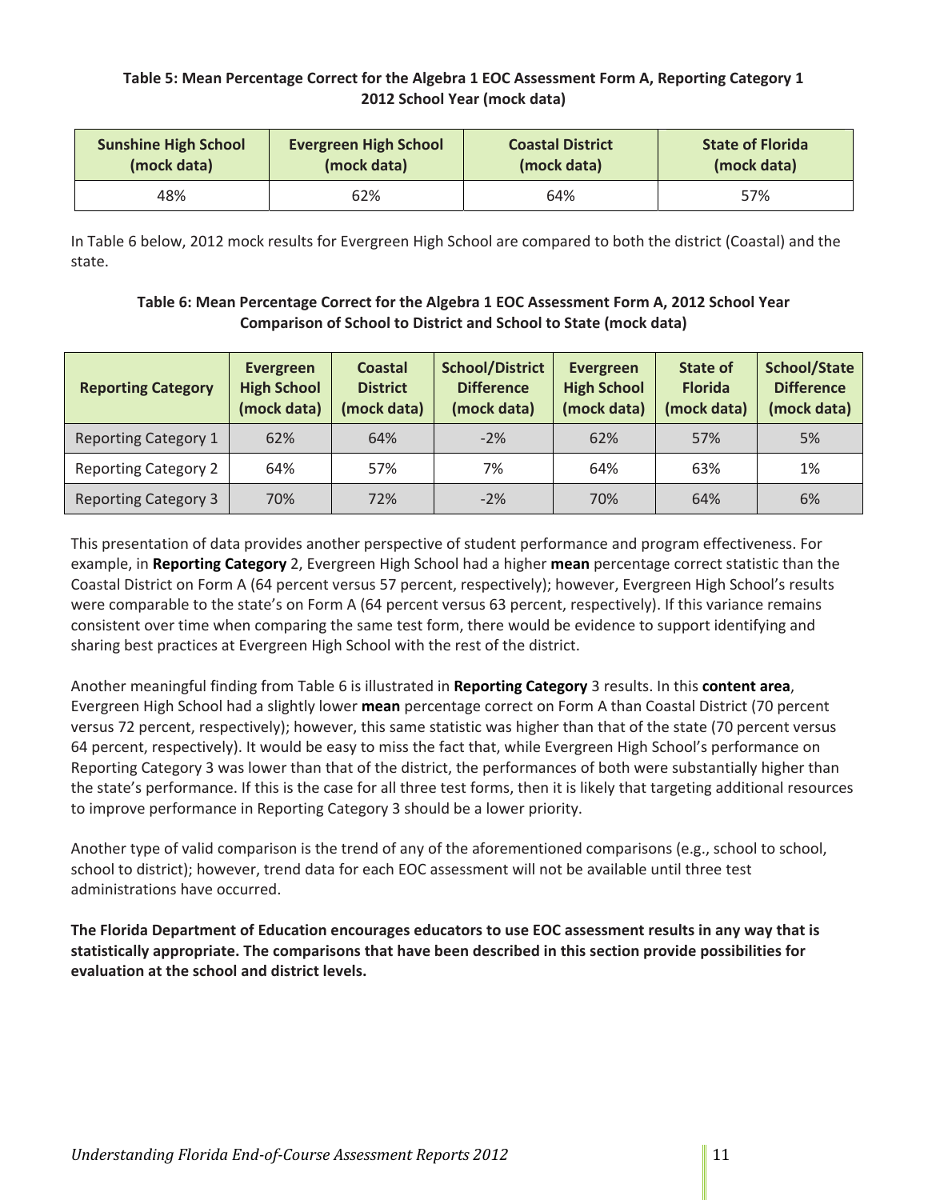**Table 5: Mean Percentage Correct for the Algebra 1 EOC Assessment Form A, Reporting Category 1 2012 School Year (mock data)**

| Sunshine High School (mock data) | Evergreen High School (mock data) | Coastal District (mock data) | State of Florida (mock data) |
|---|---|---|---|
| 48% | 62% | 64% | 57% |

In Table 6 below, 2012 mock results for Evergreen High School are compared to both the district (Coastal) and the state.

**Table 6: Mean Percentage Correct for the Algebra 1 EOC Assessment Form A, 2012 School Year Comparison of School to District and School to State (mock data)**

| Reporting Category | Evergreen High School (mock data) | Coastal District (mock data) | School/District Difference (mock data) | Evergreen High School (mock data) | State of Florida (mock data) | School/State Difference (mock data) |
|---|---|---|---|---|---|---|
| Reporting Category 1 | 62% | 64% | -2% | 62% | 57% | 5% |
| Reporting Category 2 | 64% | 57% | 7% | 64% | 63% | 1% |
| Reporting Category 3 | 70% | 72% | -2% | 70% | 64% | 6% |

This presentation of data provides another perspective of student performance and program effectiveness. For example, in **Reporting Category** 2, Evergreen High School had a higher **mean** percentage correct statistic than the Coastal District on Form A (64 percent versus 57 percent, respectively); however, Evergreen High School's results were comparable to the state's on Form A (64 percent versus 63 percent, respectively). If this variance remains consistent over time when comparing the same test form, there would be evidence to support identifying and sharing best practices at Evergreen High School with the rest of the district.

Another meaningful finding from Table 6 is illustrated in **Reporting Category** 3 results. In this **content area**, Evergreen High School had a slightly lower **mean** percentage correct on Form A than Coastal District (70 percent versus 72 percent, respectively); however, this same statistic was higher than that of the state (70 percent versus 64 percent, respectively). It would be easy to miss the fact that, while Evergreen High School's performance on Reporting Category 3 was lower than that of the district, the performances of both were substantially higher than the state's performance. If this is the case for all three test forms, then it is likely that targeting additional resources to improve performance in Reporting Category 3 should be a lower priority.

Another type of valid comparison is the trend of any of the aforementioned comparisons (e.g., school to school, school to district); however, trend data for each EOC assessment will not be available until three test administrations have occurred.

**The Florida Department of Education encourages educators to use EOC assessment results in any way that is statistically appropriate. The comparisons that have been described in this section provide possibilities for evaluation at the school and district levels.**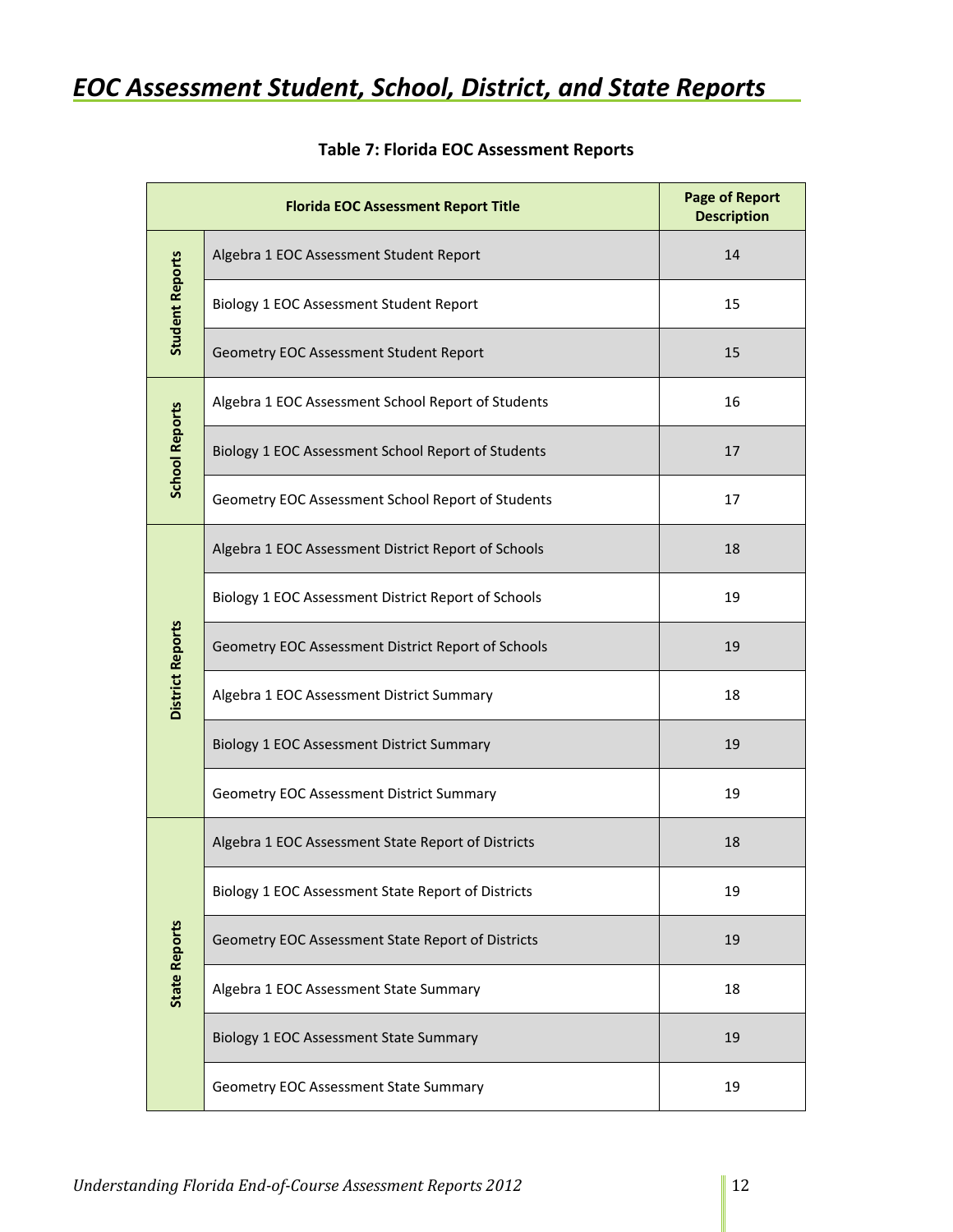# EOC Assessment Student, School, District, and State Reports

**Table 7: Florida EOC Assessment Reports**

| Florida EOC Assessment Report Title | | Page of Report Description |
|---|---|---|
| Student Reports | Algebra 1 EOC Assessment Student Report | 14 |
| | Biology 1 EOC Assessment Student Report | 15 |
| | Geometry EOC Assessment Student Report | 15 |
| School Reports | Algebra 1 EOC Assessment School Report of Students | 16 |
| | Biology 1 EOC Assessment School Report of Students | 17 |
| | Geometry EOC Assessment School Report of Students | 17 |
| District Reports | Algebra 1 EOC Assessment District Report of Schools | 18 |
| | Biology 1 EOC Assessment District Report of Schools | 19 |
| | Geometry EOC Assessment District Report of Schools | 19 |
| | Algebra 1 EOC Assessment District Summary | 18 |
| | Biology 1 EOC Assessment District Summary | 19 |
| | Geometry EOC Assessment District Summary | 19 |
| State Reports | Algebra 1 EOC Assessment State Report of Districts | 18 |
| | Biology 1 EOC Assessment State Report of Districts | 19 |
| | Geometry EOC Assessment State Report of Districts | 19 |
| | Algebra 1 EOC Assessment State Summary | 18 |
| | Biology 1 EOC Assessment State Summary | 19 |
| | Geometry EOC Assessment State Summary | 19 |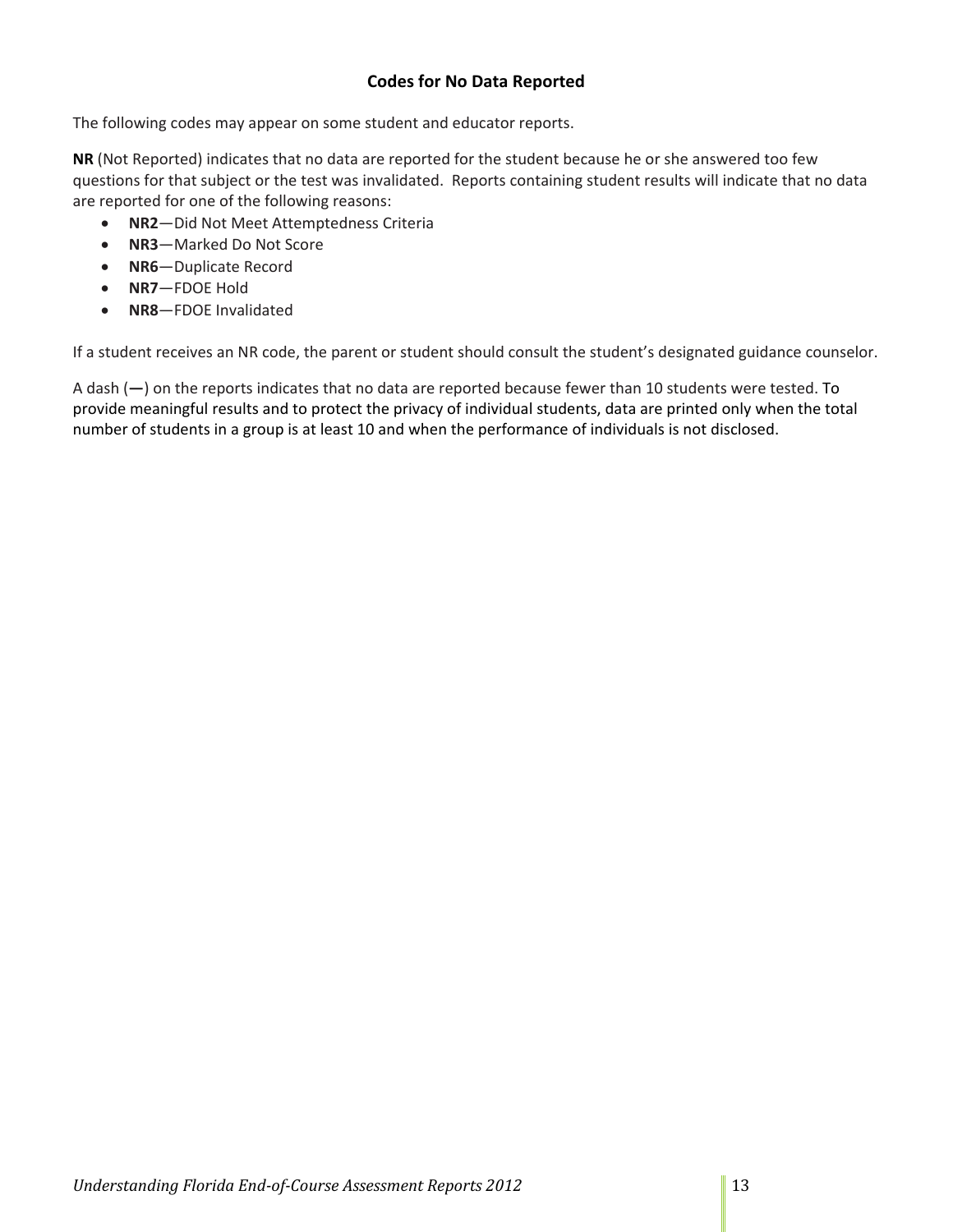## Codes for No Data Reported

The following codes may appear on some student and educator reports.

**NR** (Not Reported) indicates that no data are reported for the student because he or she answered too few questions for that subject or the test was invalidated. Reports containing student results will indicate that no data are reported for one of the following reasons:

- **NR2**—Did Not Meet Attemptedness Criteria
- **NR3**—Marked Do Not Score
- **NR6**—Duplicate Record
- **NR7**—FDOE Hold
- **NR8**—FDOE Invalidated

If a student receives an NR code, the parent or student should consult the student's designated guidance counselor.

A dash (**—**) on the reports indicates that no data are reported because fewer than 10 students were tested. To provide meaningful results and to protect the privacy of individual students, data are printed only when the total number of students in a group is at least 10 and when the performance of individuals is not disclosed.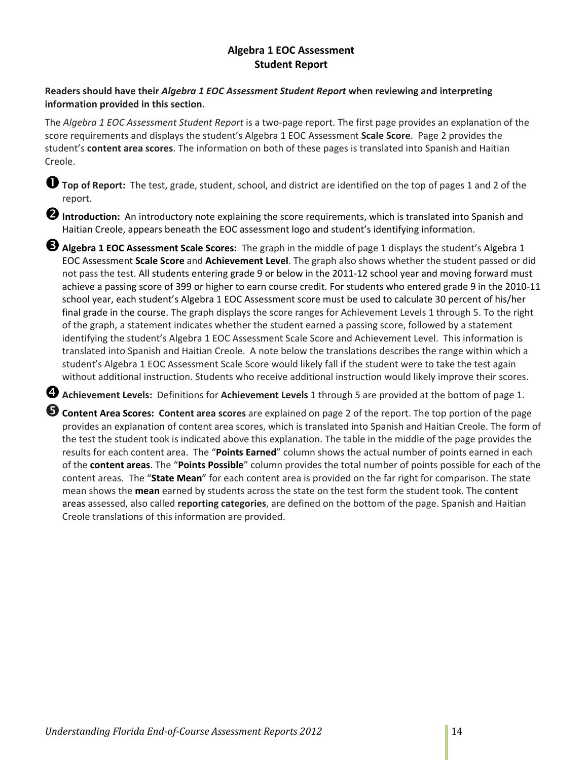## Algebra 1 EOC Assessment
## Student Report

**Readers should have their *Algebra 1 EOC Assessment Student Report* when reviewing and interpreting information provided in this section.**

The *Algebra 1 EOC Assessment Student Report* is a two-page report. The first page provides an explanation of the score requirements and displays the student's Algebra 1 EOC Assessment **Scale Score**. Page 2 provides the student's **content area scores**. The information on both of these pages is translated into Spanish and Haitian Creole.

❶ **Top of Report:** The test, grade, student, school, and district are identified on the top of pages 1 and 2 of the report.

❷ **Introduction:** An introductory note explaining the score requirements, which is translated into Spanish and Haitian Creole, appears beneath the EOC assessment logo and student's identifying information.

❸ **Algebra 1 EOC Assessment Scale Scores:** The graph in the middle of page 1 displays the student's Algebra 1 EOC Assessment **Scale Score** and **Achievement Level**. The graph also shows whether the student passed or did not pass the test. All students entering grade 9 or below in the 2011-12 school year and moving forward must achieve a passing score of 399 or higher to earn course credit. For students who entered grade 9 in the 2010-11 school year, each student's Algebra 1 EOC Assessment score must be used to calculate 30 percent of his/her final grade in the course. The graph displays the score ranges for Achievement Levels 1 through 5. To the right of the graph, a statement indicates whether the student earned a passing score, followed by a statement identifying the student's Algebra 1 EOC Assessment Scale Score and Achievement Level. This information is translated into Spanish and Haitian Creole. A note below the translations describes the range within which a student's Algebra 1 EOC Assessment Scale Score would likely fall if the student were to take the test again without additional instruction. Students who receive additional instruction would likely improve their scores.

❹ **Achievement Levels:** Definitions for **Achievement Levels** 1 through 5 are provided at the bottom of page 1.

❺ **Content Area Scores: Content area scores** are explained on page 2 of the report. The top portion of the page provides an explanation of content area scores, which is translated into Spanish and Haitian Creole. The form of the test the student took is indicated above this explanation. The table in the middle of the page provides the results for each content area. The "**Points Earned**" column shows the actual number of points earned in each of the **content areas**. The "**Points Possible**" column provides the total number of points possible for each of the content areas. The "**State Mean**" for each content area is provided on the far right for comparison. The state mean shows the **mean** earned by students across the state on the test form the student took. The content areas assessed, also called **reporting categories**, are defined on the bottom of the page. Spanish and Haitian Creole translations of this information are provided.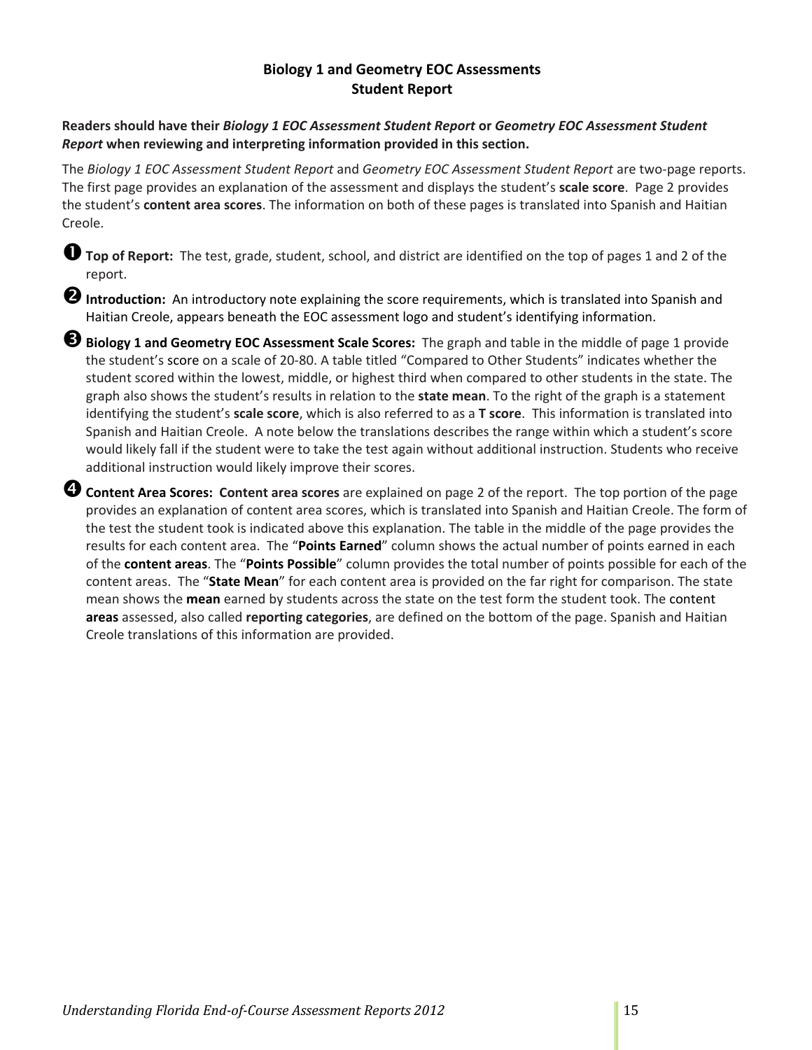## Biology 1 and Geometry EOC Assessments
## Student Report

**Readers should have their *Biology 1 EOC Assessment Student Report* or *Geometry EOC Assessment Student Report* when reviewing and interpreting information provided in this section.**

The *Biology 1 EOC Assessment Student Report* and *Geometry EOC Assessment Student Report* are two-page reports. The first page provides an explanation of the assessment and displays the student's **scale score**. Page 2 provides the student's **content area scores**. The information on both of these pages is translated into Spanish and Haitian Creole.

➊ **Top of Report:** The test, grade, student, school, and district are identified on the top of pages 1 and 2 of the report.

➋ **Introduction:** An introductory note explaining the score requirements, which is translated into Spanish and Haitian Creole, appears beneath the EOC assessment logo and student's identifying information.

➌ **Biology 1 and Geometry EOC Assessment Scale Scores:** The graph and table in the middle of page 1 provide the student's score on a scale of 20-80. A table titled "Compared to Other Students" indicates whether the student scored within the lowest, middle, or highest third when compared to other students in the state. The graph also shows the student's results in relation to the **state mean**. To the right of the graph is a statement identifying the student's **scale score**, which is also referred to as a **T score**. This information is translated into Spanish and Haitian Creole. A note below the translations describes the range within which a student's score would likely fall if the student were to take the test again without additional instruction. Students who receive additional instruction would likely improve their scores.

➍ **Content Area Scores: Content area scores** are explained on page 2 of the report. The top portion of the page provides an explanation of content area scores, which is translated into Spanish and Haitian Creole. The form of the test the student took is indicated above this explanation. The table in the middle of the page provides the results for each content area. The "**Points Earned**" column shows the actual number of points earned in each of the **content areas**. The "**Points Possible**" column provides the total number of points possible for each of the content areas. The "**State Mean**" for each content area is provided on the far right for comparison. The state mean shows the **mean** earned by students across the state on the test form the student took. The content **areas** assessed, also called **reporting categories**, are defined on the bottom of the page. Spanish and Haitian Creole translations of this information are provided.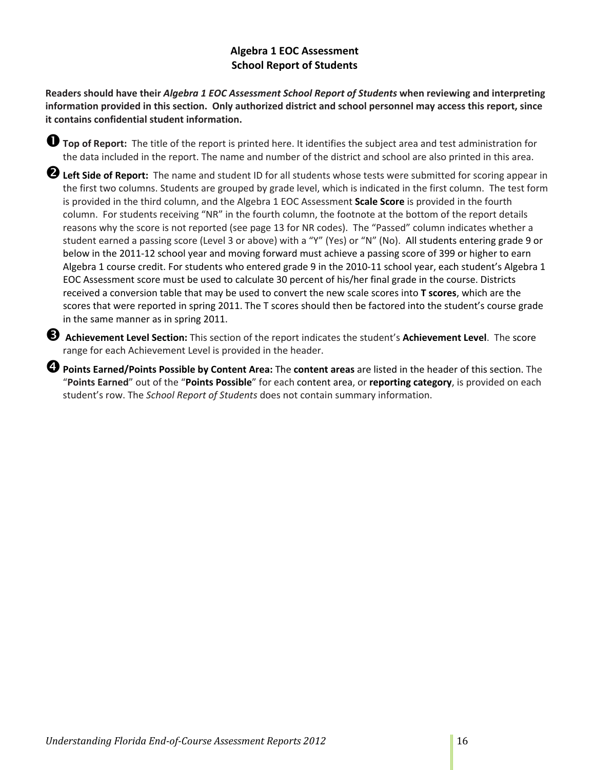## Algebra 1 EOC Assessment
## School Report of Students

**Readers should have their *Algebra 1 EOC Assessment School Report of Students* when reviewing and interpreting information provided in this section. Only authorized district and school personnel may access this report, since it contains confidential student information.**

❶ **Top of Report:** The title of the report is printed here. It identifies the subject area and test administration for the data included in the report. The name and number of the district and school are also printed in this area.

❷ **Left Side of Report:** The name and student ID for all students whose tests were submitted for scoring appear in the first two columns. Students are grouped by grade level, which is indicated in the first column. The test form is provided in the third column, and the Algebra 1 EOC Assessment **Scale Score** is provided in the fourth column. For students receiving "NR" in the fourth column, the footnote at the bottom of the report details reasons why the score is not reported (see page 13 for NR codes). The "Passed" column indicates whether a student earned a passing score (Level 3 or above) with a "Y" (Yes) or "N" (No). All students entering grade 9 or below in the 2011-12 school year and moving forward must achieve a passing score of 399 or higher to earn Algebra 1 course credit. For students who entered grade 9 in the 2010-11 school year, each student's Algebra 1 EOC Assessment score must be used to calculate 30 percent of his/her final grade in the course. Districts received a conversion table that may be used to convert the new scale scores into **T scores**, which are the scores that were reported in spring 2011. The T scores should then be factored into the student's course grade in the same manner as in spring 2011.

❸ **Achievement Level Section:** This section of the report indicates the student's **Achievement Level**. The score range for each Achievement Level is provided in the header.

❹ **Points Earned/Points Possible by Content Area:** The **content areas** are listed in the header of this section. The "**Points Earned**" out of the "**Points Possible**" for each content area, or **reporting category**, is provided on each student's row. The *School Report of Students* does not contain summary information.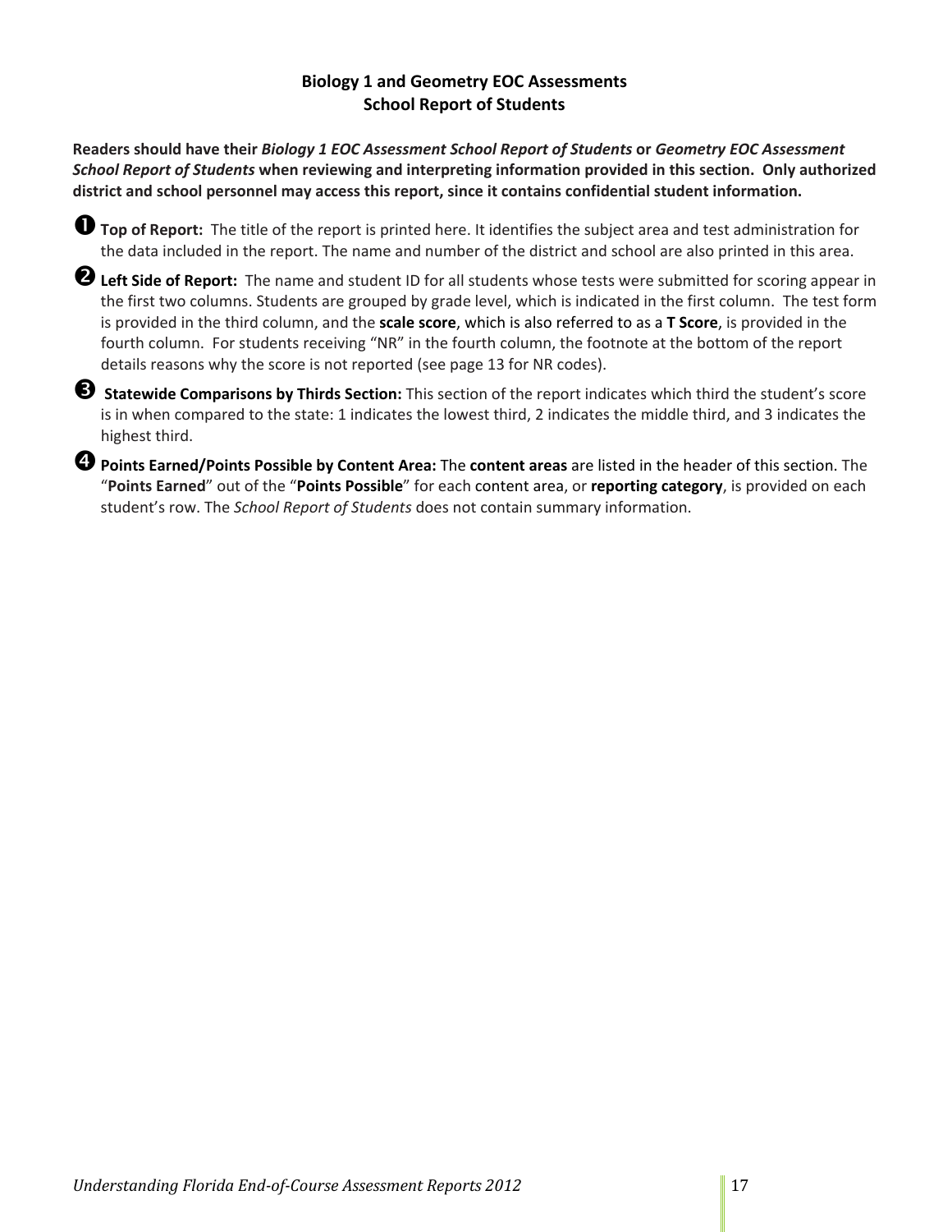## Biology 1 and Geometry EOC Assessments
## School Report of Students

**Readers should have their *Biology 1 EOC Assessment School Report of Students* or *Geometry EOC Assessment School Report of Students* when reviewing and interpreting information provided in this section. Only authorized district and school personnel may access this report, since it contains confidential student information.**

➊ **Top of Report:** The title of the report is printed here. It identifies the subject area and test administration for the data included in the report. The name and number of the district and school are also printed in this area.

➋ **Left Side of Report:** The name and student ID for all students whose tests were submitted for scoring appear in the first two columns. Students are grouped by grade level, which is indicated in the first column. The test form is provided in the third column, and the **scale score**, which is also referred to as a **T Score**, is provided in the fourth column. For students receiving "NR" in the fourth column, the footnote at the bottom of the report details reasons why the score is not reported (see page 13 for NR codes).

➌ **Statewide Comparisons by Thirds Section:** This section of the report indicates which third the student's score is in when compared to the state: 1 indicates the lowest third, 2 indicates the middle third, and 3 indicates the highest third.

➍ **Points Earned/Points Possible by Content Area:** The **content areas** are listed in the header of this section. The "**Points Earned**" out of the "**Points Possible**" for each content area, or **reporting category**, is provided on each student's row. The *School Report of Students* does not contain summary information.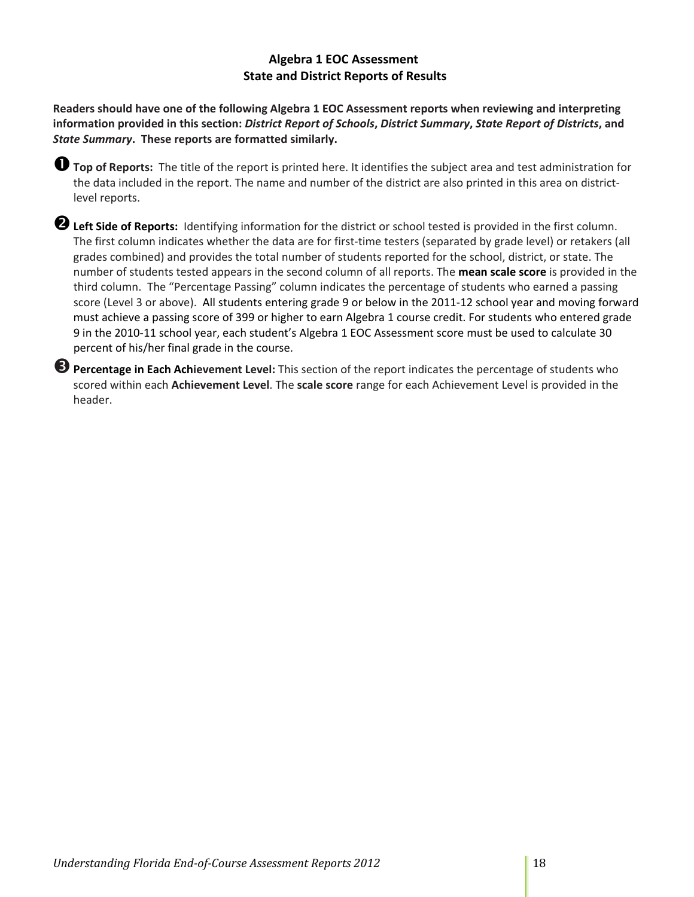## Algebra 1 EOC Assessment
## State and District Reports of Results

**Readers should have one of the following Algebra 1 EOC Assessment reports when reviewing and interpreting information provided in this section: *District Report of Schools*, *District Summary*, *State Report of Districts*, and *State Summary*. These reports are formatted similarly.**

➊ **Top of Reports:** The title of the report is printed here. It identifies the subject area and test administration for the data included in the report. The name and number of the district are also printed in this area on district-level reports.

➋ **Left Side of Reports:** Identifying information for the district or school tested is provided in the first column. The first column indicates whether the data are for first-time testers (separated by grade level) or retakers (all grades combined) and provides the total number of students reported for the school, district, or state. The number of students tested appears in the second column of all reports. The **mean scale score** is provided in the third column. The "Percentage Passing" column indicates the percentage of students who earned a passing score (Level 3 or above). All students entering grade 9 or below in the 2011-12 school year and moving forward must achieve a passing score of 399 or higher to earn Algebra 1 course credit. For students who entered grade 9 in the 2010-11 school year, each student's Algebra 1 EOC Assessment score must be used to calculate 30 percent of his/her final grade in the course.

➌ **Percentage in Each Achievement Level:** This section of the report indicates the percentage of students who scored within each **Achievement Level**. The **scale score** range for each Achievement Level is provided in the header.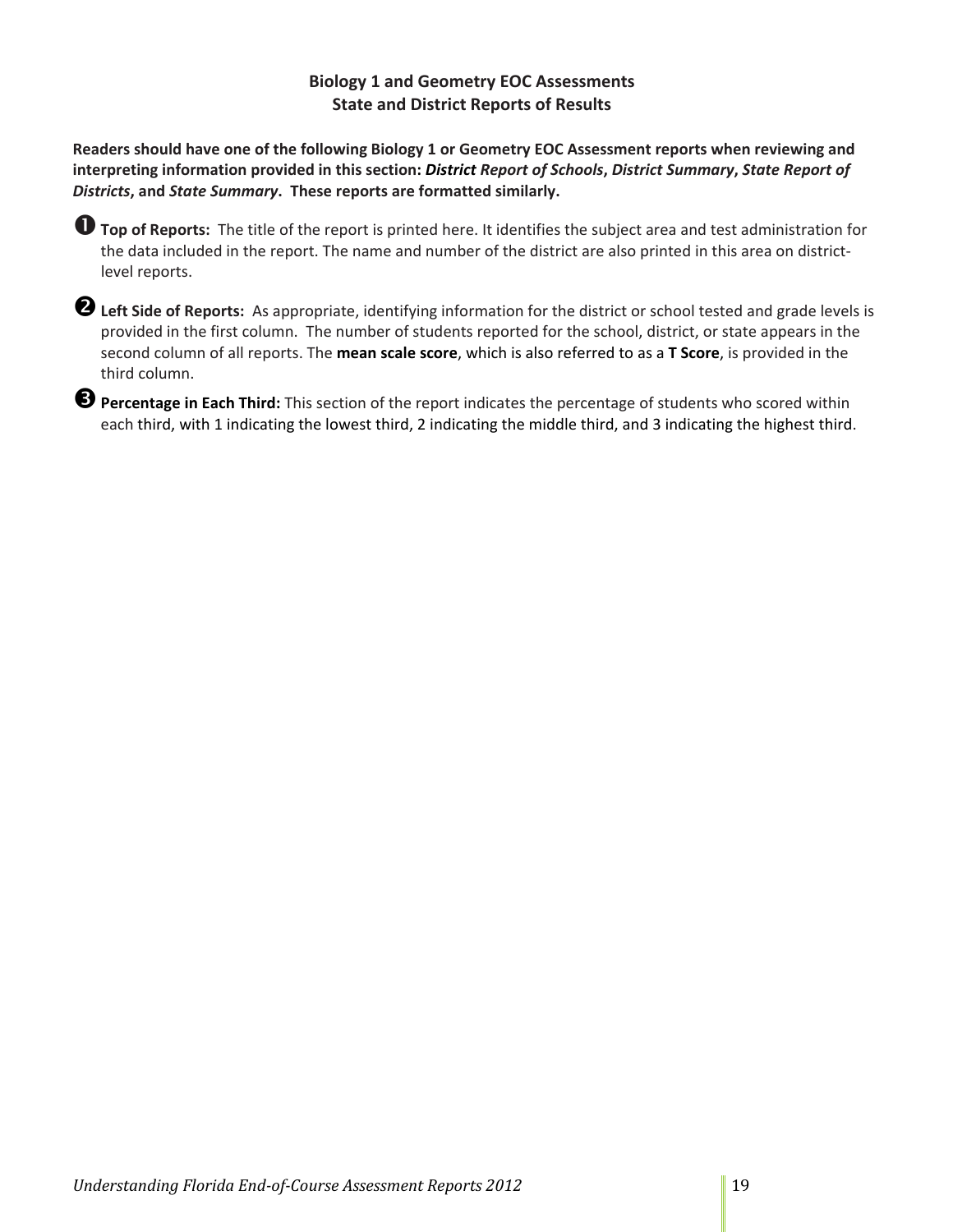# Biology 1 and Geometry EOC Assessments
# State and District Reports of Results

**Readers should have one of the following Biology 1 or Geometry EOC Assessment reports when reviewing and interpreting information provided in this section: *District Report of Schools*, *District Summary*, *State Report of Districts*, and *State Summary*. These reports are formatted similarly.**

➊ **Top of Reports:** The title of the report is printed here. It identifies the subject area and test administration for the data included in the report. The name and number of the district are also printed in this area on district-level reports.

➋ **Left Side of Reports:** As appropriate, identifying information for the district or school tested and grade levels is provided in the first column. The number of students reported for the school, district, or state appears in the second column of all reports. The **mean scale score**, which is also referred to as a **T Score**, is provided in the third column.

➌ **Percentage in Each Third:** This section of the report indicates the percentage of students who scored within each third, with 1 indicating the lowest third, 2 indicating the middle third, and 3 indicating the highest third.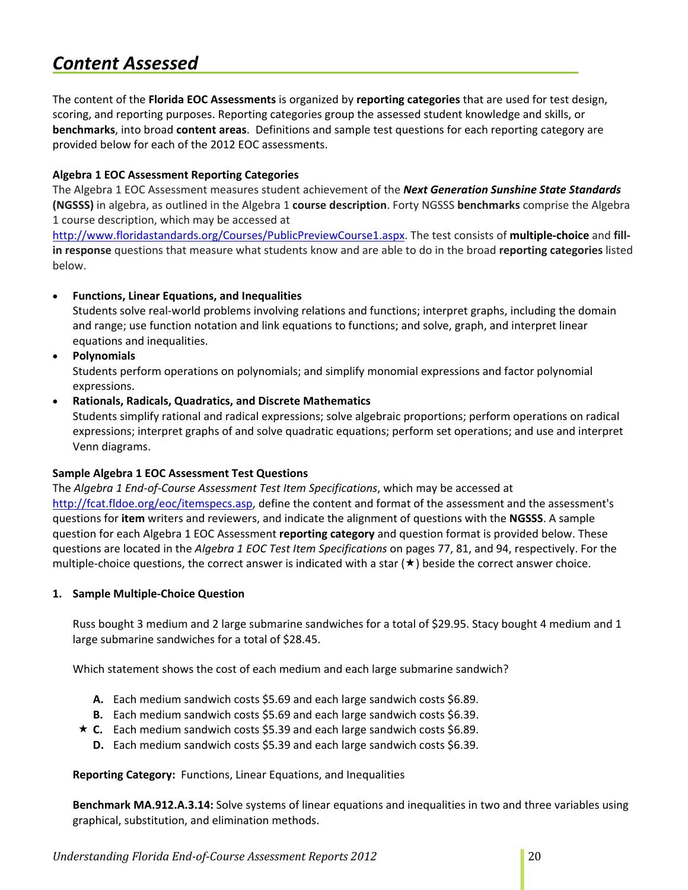# *Content Assessed*

The content of the **Florida EOC Assessments** is organized by **reporting categories** that are used for test design, scoring, and reporting purposes. Reporting categories group the assessed student knowledge and skills, or **benchmarks**, into broad **content areas**. Definitions and sample test questions for each reporting category are provided below for each of the 2012 EOC assessments.

**Algebra 1 EOC Assessment Reporting Categories**

The Algebra 1 EOC Assessment measures student achievement of the ***Next Generation Sunshine State Standards*** **(NGSSS)** in algebra, as outlined in the Algebra 1 **course description**. Forty NGSSS **benchmarks** comprise the Algebra 1 course description, which may be accessed at http://www.floridastandards.org/Courses/PublicPreviewCourse1.aspx. The test consists of **multiple-choice** and **fill-in response** questions that measure what students know and are able to do in the broad **reporting categories** listed below.

- **Functions, Linear Equations, and Inequalities**
  Students solve real-world problems involving relations and functions; interpret graphs, including the domain and range; use function notation and link equations to functions; and solve, graph, and interpret linear equations and inequalities.
- **Polynomials**
  Students perform operations on polynomials; and simplify monomial expressions and factor polynomial expressions.
- **Rationals, Radicals, Quadratics, and Discrete Mathematics**
  Students simplify rational and radical expressions; solve algebraic proportions; perform operations on radical expressions; interpret graphs of and solve quadratic equations; perform set operations; and use and interpret Venn diagrams.

**Sample Algebra 1 EOC Assessment Test Questions**

The *Algebra 1 End-of-Course Assessment Test Item Specifications*, which may be accessed at http://fcat.fldoe.org/eoc/itemspecs.asp, define the content and format of the assessment and the assessment's questions for **item** writers and reviewers, and indicate the alignment of questions with the **NGSSS**. A sample question for each Algebra 1 EOC Assessment **reporting category** and question format is provided below. These questions are located in the *Algebra 1 EOC Test Item Specifications* on pages 77, 81, and 94, respectively. For the multiple-choice questions, the correct answer is indicated with a star (★) beside the correct answer choice.

**1. Sample Multiple-Choice Question**

Russ bought 3 medium and 2 large submarine sandwiches for a total of \$29.95. Stacy bought 4 medium and 1 large submarine sandwiches for a total of \$28.45.

Which statement shows the cost of each medium and each large submarine sandwich?

- **A.** Each medium sandwich costs \$5.69 and each large sandwich costs \$6.89.
- **B.** Each medium sandwich costs \$5.69 and each large sandwich costs \$6.39.
- ★ **C.** Each medium sandwich costs \$5.39 and each large sandwich costs \$6.89.
- **D.** Each medium sandwich costs \$5.39 and each large sandwich costs \$6.39.

**Reporting Category:** Functions, Linear Equations, and Inequalities

**Benchmark MA.912.A.3.14:** Solve systems of linear equations and inequalities in two and three variables using graphical, substitution, and elimination methods.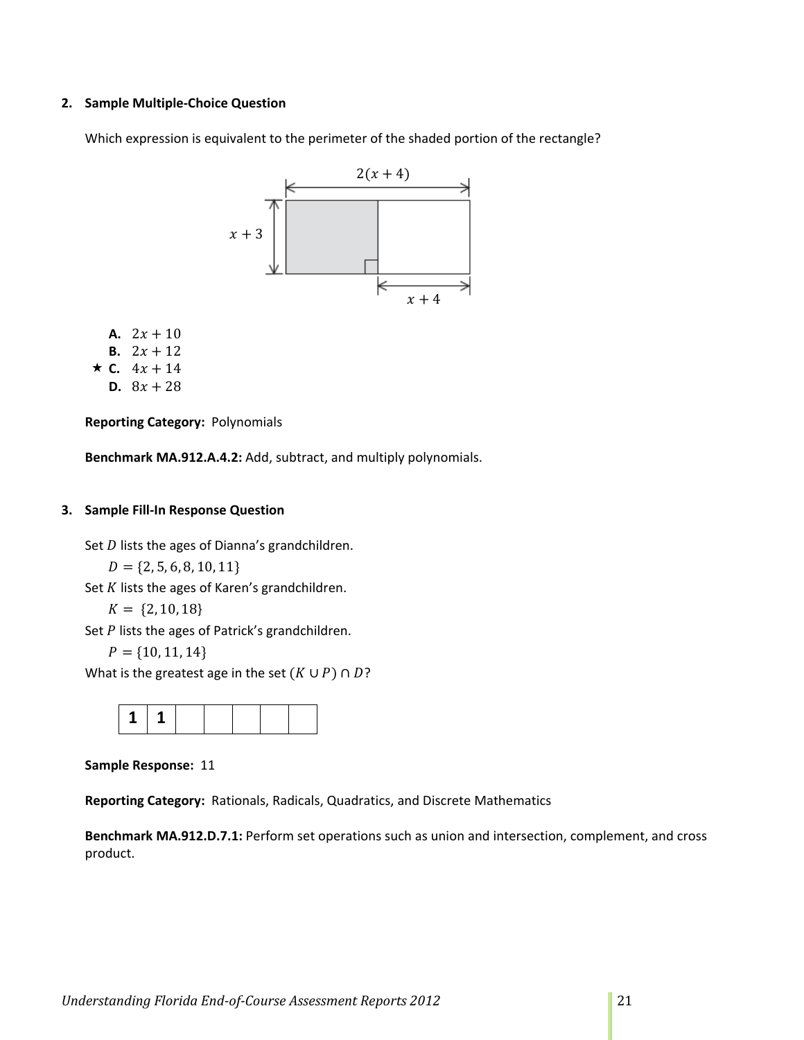**2. Sample Multiple-Choice Question**

Which expression is equivalent to the perimeter of the shaded portion of the rectangle?

$2(x+4)$

$x+3$

$x+4$

**A.** $2x+10$
**B.** $2x+12$
★ **C.** $4x+14$
**D.** $8x+28$

**Reporting Category:** Polynomials

**Benchmark MA.912.A.4.2:** Add, subtract, and multiply polynomials.

**3. Sample Fill-In Response Question**

Set $D$ lists the ages of Dianna's grandchildren.

$D = \{2, 5, 6, 8, 10, 11\}$

Set $K$ lists the ages of Karen's grandchildren.

$K = \{2, 10, 18\}$

Set $P$ lists the ages of Patrick's grandchildren.

$P = \{10, 11, 14\}$

What is the greatest age in the set $(K \cup P) \cap D$?

| 1 | 1 | | | | | |
|---|---|---|---|---|---|---|

**Sample Response:** 11

**Reporting Category:** Rationals, Radicals, Quadratics, and Discrete Mathematics

**Benchmark MA.912.D.7.1:** Perform set operations such as union and intersection, complement, and cross product.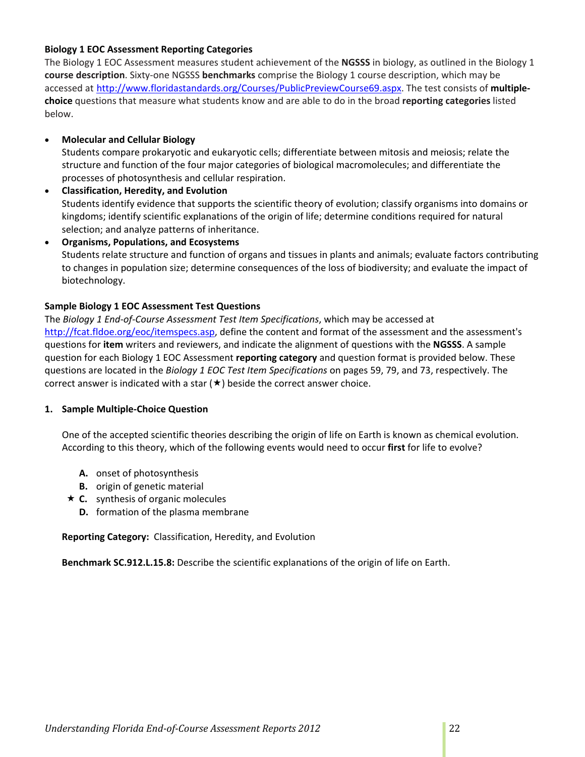**Biology 1 EOC Assessment Reporting Categories**

The Biology 1 EOC Assessment measures student achievement of the **NGSSS** in biology, as outlined in the Biology 1 **course description**. Sixty-one NGSSS **benchmarks** comprise the Biology 1 course description, which may be accessed at http://www.floridastandards.org/Courses/PublicPreviewCourse69.aspx. The test consists of **multiple-choice** questions that measure what students know and are able to do in the broad **reporting categories** listed below.

- **Molecular and Cellular Biology**
  Students compare prokaryotic and eukaryotic cells; differentiate between mitosis and meiosis; relate the structure and function of the four major categories of biological macromolecules; and differentiate the processes of photosynthesis and cellular respiration.
- **Classification, Heredity, and Evolution**
  Students identify evidence that supports the scientific theory of evolution; classify organisms into domains or kingdoms; identify scientific explanations of the origin of life; determine conditions required for natural selection; and analyze patterns of inheritance.
- **Organisms, Populations, and Ecosystems**
  Students relate structure and function of organs and tissues in plants and animals; evaluate factors contributing to changes in population size; determine consequences of the loss of biodiversity; and evaluate the impact of biotechnology.

**Sample Biology 1 EOC Assessment Test Questions**

The *Biology 1 End-of-Course Assessment Test Item Specifications*, which may be accessed at http://fcat.fldoe.org/eoc/itemspecs.asp, define the content and format of the assessment and the assessment's questions for **item** writers and reviewers, and indicate the alignment of questions with the **NGSSS**. A sample question for each Biology 1 EOC Assessment **reporting category** and question format is provided below. These questions are located in the *Biology 1 EOC Test Item Specifications* on pages 59, 79, and 73, respectively. The correct answer is indicated with a star (★) beside the correct answer choice.

**1. Sample Multiple-Choice Question**

One of the accepted scientific theories describing the origin of life on Earth is known as chemical evolution. According to this theory, which of the following events would need to occur **first** for life to evolve?

**A.** onset of photosynthesis
**B.** origin of genetic material
★ **C.** synthesis of organic molecules
**D.** formation of the plasma membrane

**Reporting Category:** Classification, Heredity, and Evolution

**Benchmark SC.912.L.15.8:** Describe the scientific explanations of the origin of life on Earth.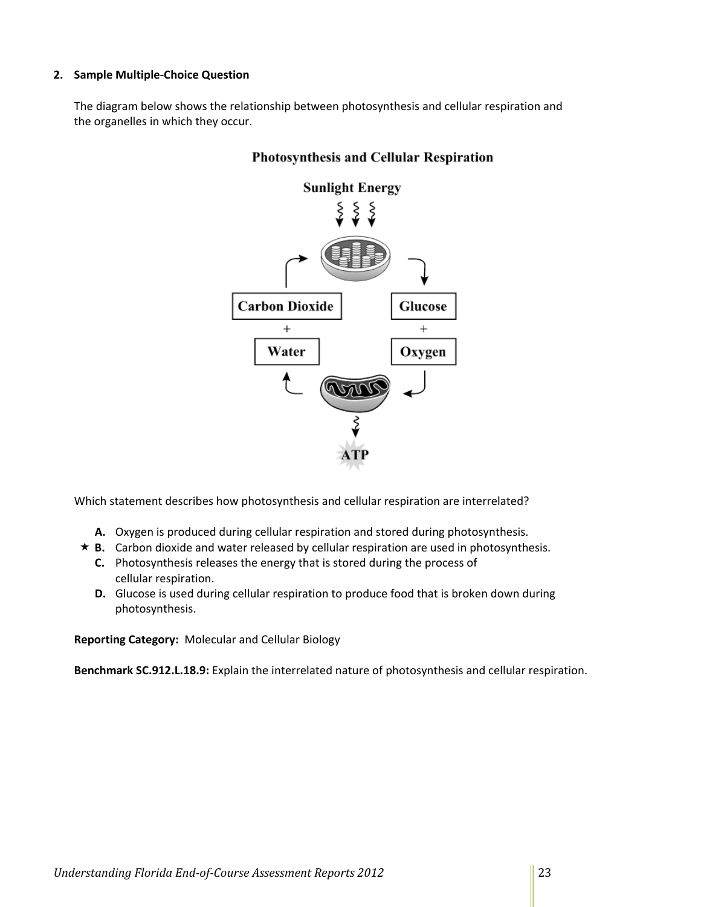**2. Sample Multiple-Choice Question**

The diagram below shows the relationship between photosynthesis and cellular respiration and the organelles in which they occur.

**Photosynthesis and Cellular Respiration**

Sunlight Energy

Carbon Dioxide + Water

Glucose + Oxygen

ATP

Which statement describes how photosynthesis and cellular respiration are interrelated?

- **A.** Oxygen is produced during cellular respiration and stored during photosynthesis.
- ★ **B.** Carbon dioxide and water released by cellular respiration are used in photosynthesis.
- **C.** Photosynthesis releases the energy that is stored during the process of cellular respiration.
- **D.** Glucose is used during cellular respiration to produce food that is broken down during photosynthesis.

**Reporting Category:** Molecular and Cellular Biology

**Benchmark SC.912.L.18.9:** Explain the interrelated nature of photosynthesis and cellular respiration.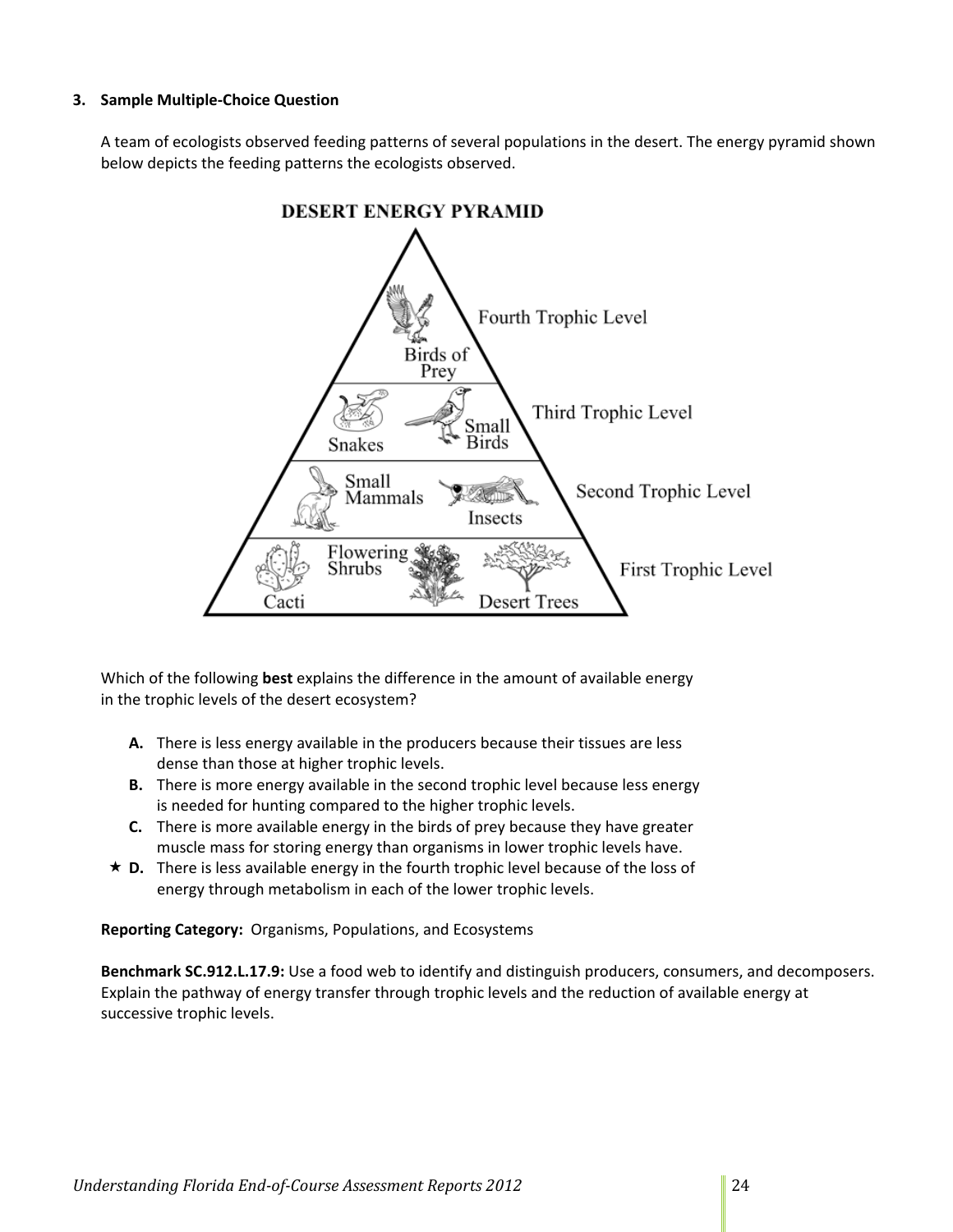**3. Sample Multiple-Choice Question**

A team of ecologists observed feeding patterns of several populations in the desert. The energy pyramid shown below depicts the feeding patterns the ecologists observed.

**DESERT ENERGY PYRAMID**

Fourth Trophic Level: Birds of Prey

Third Trophic Level: Snakes, Small Birds

Second Trophic Level: Small Mammals, Insects

First Trophic Level: Cacti, Flowering Shrubs, Desert Trees

Which of the following **best** explains the difference in the amount of available energy in the trophic levels of the desert ecosystem?

- **A.** There is less energy available in the producers because their tissues are less dense than those at higher trophic levels.
- **B.** There is more energy available in the second trophic level because less energy is needed for hunting compared to the higher trophic levels.
- **C.** There is more available energy in the birds of prey because they have greater muscle mass for storing energy than organisms in lower trophic levels have.
- ★ **D.** There is less available energy in the fourth trophic level because of the loss of energy through metabolism in each of the lower trophic levels.

**Reporting Category:** Organisms, Populations, and Ecosystems

**Benchmark SC.912.L.17.9:** Use a food web to identify and distinguish producers, consumers, and decomposers. Explain the pathway of energy transfer through trophic levels and the reduction of available energy at successive trophic levels.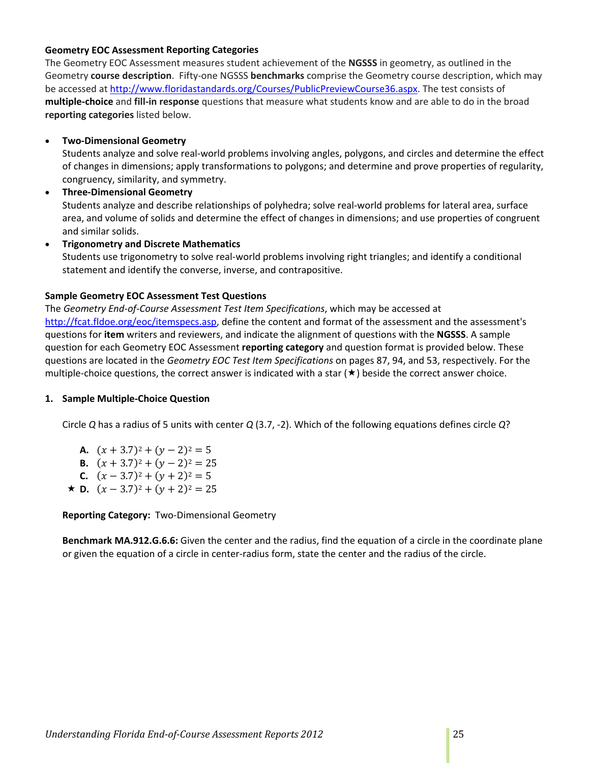**Geometry EOC Assessment Reporting Categories**

The Geometry EOC Assessment measures student achievement of the **NGSSS** in geometry, as outlined in the Geometry **course description**. Fifty-one NGSSS **benchmarks** comprise the Geometry course description, which may be accessed at http://www.floridastandards.org/Courses/PublicPreviewCourse36.aspx. The test consists of **multiple-choice** and **fill-in response** questions that measure what students know and are able to do in the broad **reporting categories** listed below.

- **Two-Dimensional Geometry**
  Students analyze and solve real-world problems involving angles, polygons, and circles and determine the effect of changes in dimensions; apply transformations to polygons; and determine and prove properties of regularity, congruency, similarity, and symmetry.
- **Three-Dimensional Geometry**
  Students analyze and describe relationships of polyhedra; solve real-world problems for lateral area, surface area, and volume of solids and determine the effect of changes in dimensions; and use properties of congruent and similar solids.
- **Trigonometry and Discrete Mathematics**
  Students use trigonometry to solve real-world problems involving right triangles; and identify a conditional statement and identify the converse, inverse, and contrapositive.

**Sample Geometry EOC Assessment Test Questions**

The *Geometry End-of-Course Assessment Test Item Specifications*, which may be accessed at http://fcat.fldoe.org/eoc/itemspecs.asp, define the content and format of the assessment and the assessment's questions for **item** writers and reviewers, and indicate the alignment of questions with the **NGSSS**. A sample question for each Geometry EOC Assessment **reporting category** and question format is provided below. These questions are located in the *Geometry EOC Test Item Specifications* on pages 87, 94, and 53, respectively. For the multiple-choice questions, the correct answer is indicated with a star (★) beside the correct answer choice.

**1. Sample Multiple-Choice Question**

Circle *Q* has a radius of 5 units with center *Q* (3.7, -2). Which of the following equations defines circle *Q*?

**A.** $(x + 3.7)^2 + (y - 2)^2 = 5$
**B.** $(x + 3.7)^2 + (y - 2)^2 = 25$
**C.** $(x - 3.7)^2 + (y + 2)^2 = 5$
★ **D.** $(x - 3.7)^2 + (y + 2)^2 = 25$

**Reporting Category:** Two-Dimensional Geometry

**Benchmark MA.912.G.6.6:** Given the center and the radius, find the equation of a circle in the coordinate plane or given the equation of a circle in center-radius form, state the center and the radius of the circle.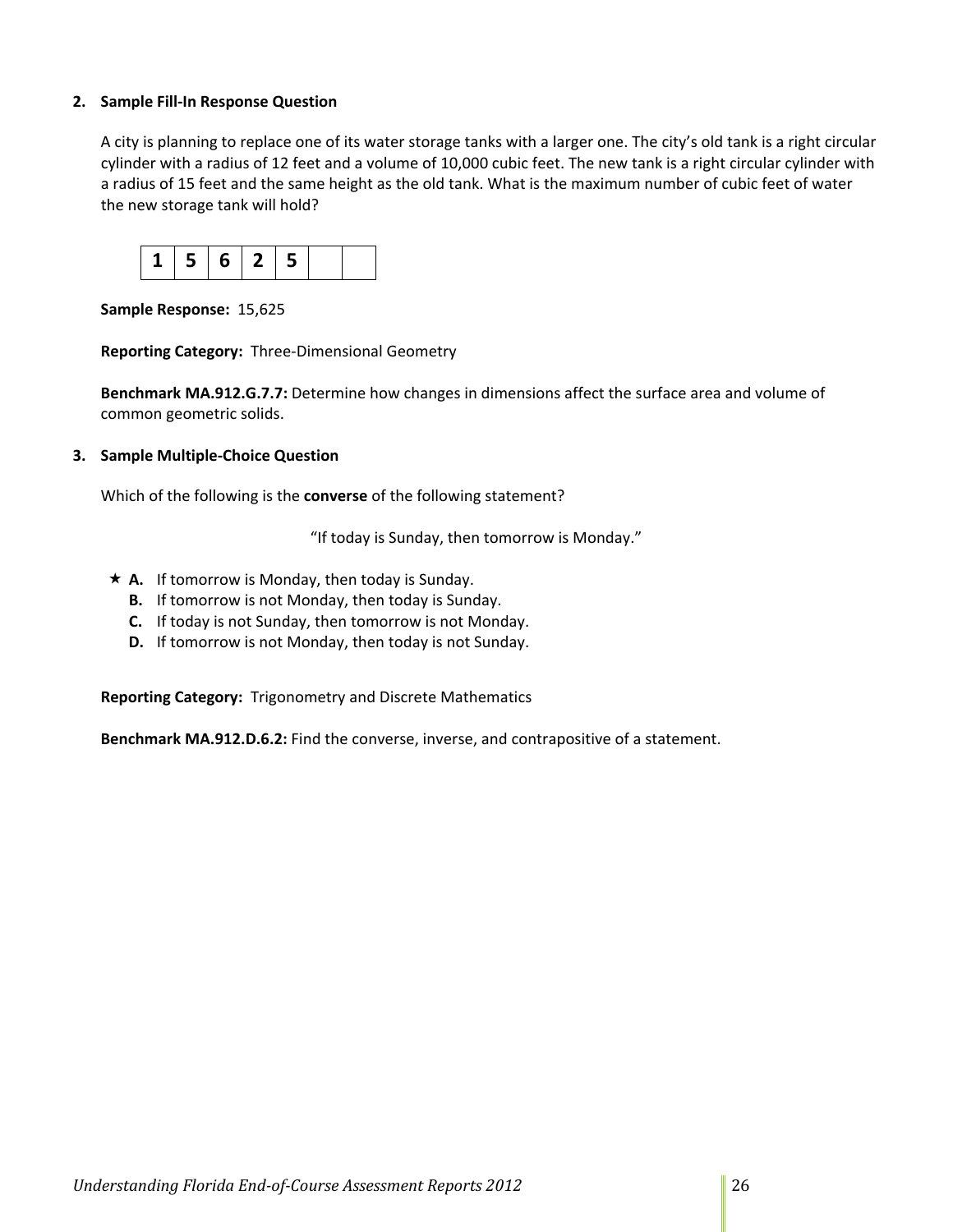**2. Sample Fill-In Response Question**

A city is planning to replace one of its water storage tanks with a larger one. The city's old tank is a right circular cylinder with a radius of 12 feet and a volume of 10,000 cubic feet. The new tank is a right circular cylinder with a radius of 15 feet and the same height as the old tank. What is the maximum number of cubic feet of water the new storage tank will hold?

| 1 | 5 | 6 | 2 | 5 | | |
|---|---|---|---|---|---|---|

**Sample Response:** 15,625

**Reporting Category:** Three-Dimensional Geometry

**Benchmark MA.912.G.7.7:** Determine how changes in dimensions affect the surface area and volume of common geometric solids.

**3. Sample Multiple-Choice Question**

Which of the following is the **converse** of the following statement?

"If today is Sunday, then tomorrow is Monday."

★ **A.** If tomorrow is Monday, then today is Sunday.
**B.** If tomorrow is not Monday, then today is Sunday.
**C.** If today is not Sunday, then tomorrow is not Monday.
**D.** If tomorrow is not Monday, then today is not Sunday.

**Reporting Category:** Trigonometry and Discrete Mathematics

**Benchmark MA.912.D.6.2:** Find the converse, inverse, and contrapositive of a statement.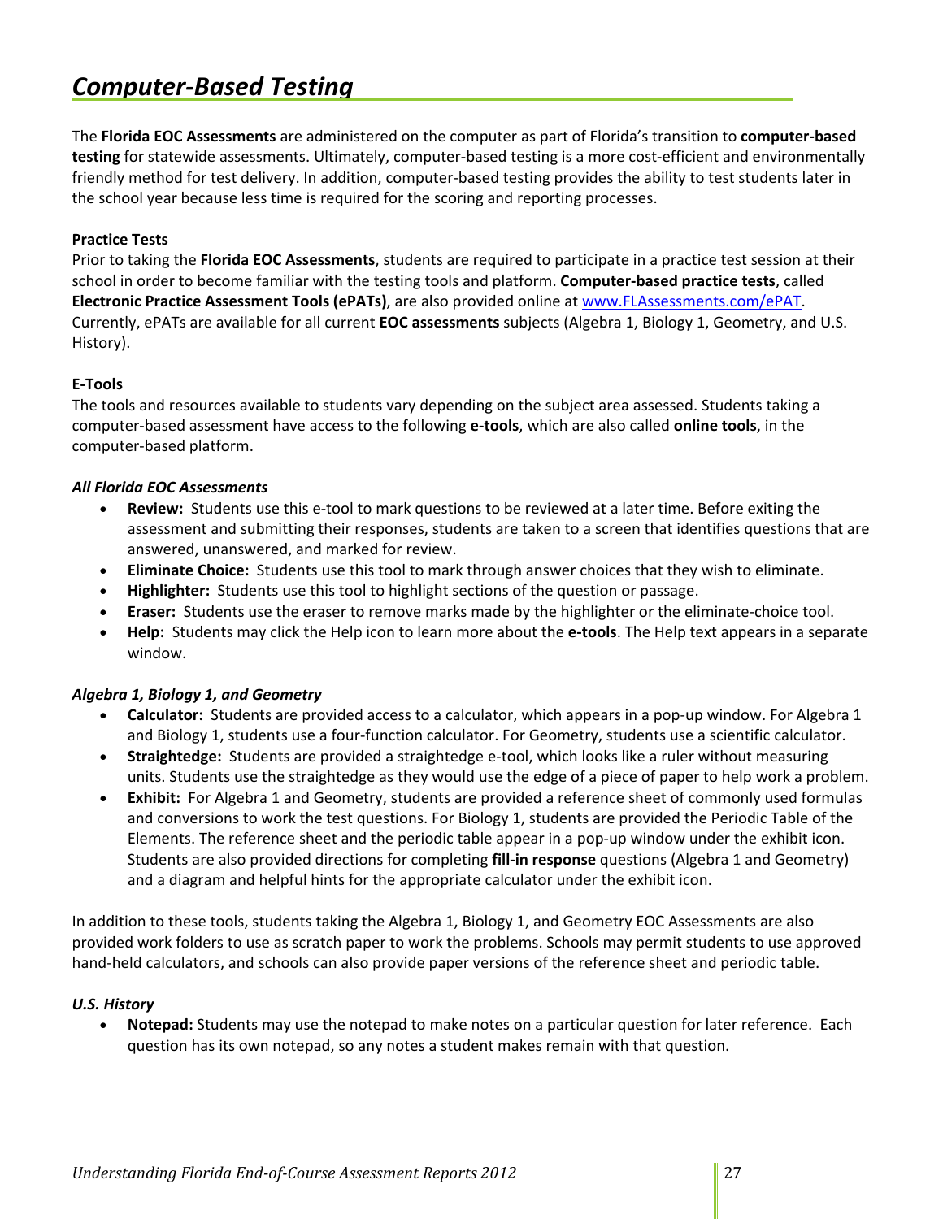# Computer-Based Testing

The **Florida EOC Assessments** are administered on the computer as part of Florida's transition to **computer-based testing** for statewide assessments. Ultimately, computer-based testing is a more cost-efficient and environmentally friendly method for test delivery. In addition, computer-based testing provides the ability to test students later in the school year because less time is required for the scoring and reporting processes.

**Practice Tests**

Prior to taking the **Florida EOC Assessments**, students are required to participate in a practice test session at their school in order to become familiar with the testing tools and platform. **Computer-based practice tests**, called **Electronic Practice Assessment Tools (ePATs)**, are also provided online at [www.FLAssessments.com/ePAT](http://www.FLAssessments.com/ePAT). Currently, ePATs are available for all current **EOC assessments** subjects (Algebra 1, Biology 1, Geometry, and U.S. History).

**E-Tools**

The tools and resources available to students vary depending on the subject area assessed. Students taking a computer-based assessment have access to the following **e-tools**, which are also called **online tools**, in the computer-based platform.

***All Florida EOC Assessments***

- **Review:** Students use this e-tool to mark questions to be reviewed at a later time. Before exiting the assessment and submitting their responses, students are taken to a screen that identifies questions that are answered, unanswered, and marked for review.
- **Eliminate Choice:** Students use this tool to mark through answer choices that they wish to eliminate.
- **Highlighter:** Students use this tool to highlight sections of the question or passage.
- **Eraser:** Students use the eraser to remove marks made by the highlighter or the eliminate-choice tool.
- **Help:** Students may click the Help icon to learn more about the **e-tools**. The Help text appears in a separate window.

***Algebra 1, Biology 1, and Geometry***

- **Calculator:** Students are provided access to a calculator, which appears in a pop-up window. For Algebra 1 and Biology 1, students use a four-function calculator. For Geometry, students use a scientific calculator.
- **Straightedge:** Students are provided a straightedge e-tool, which looks like a ruler without measuring units. Students use the straightedge as they would use the edge of a piece of paper to help work a problem.
- **Exhibit:** For Algebra 1 and Geometry, students are provided a reference sheet of commonly used formulas and conversions to work the test questions. For Biology 1, students are provided the Periodic Table of the Elements. The reference sheet and the periodic table appear in a pop-up window under the exhibit icon. Students are also provided directions for completing **fill-in response** questions (Algebra 1 and Geometry) and a diagram and helpful hints for the appropriate calculator under the exhibit icon.

In addition to these tools, students taking the Algebra 1, Biology 1, and Geometry EOC Assessments are also provided work folders to use as scratch paper to work the problems. Schools may permit students to use approved hand-held calculators, and schools can also provide paper versions of the reference sheet and periodic table.

***U.S. History***

- **Notepad:** Students may use the notepad to make notes on a particular question for later reference. Each question has its own notepad, so any notes a student makes remain with that question.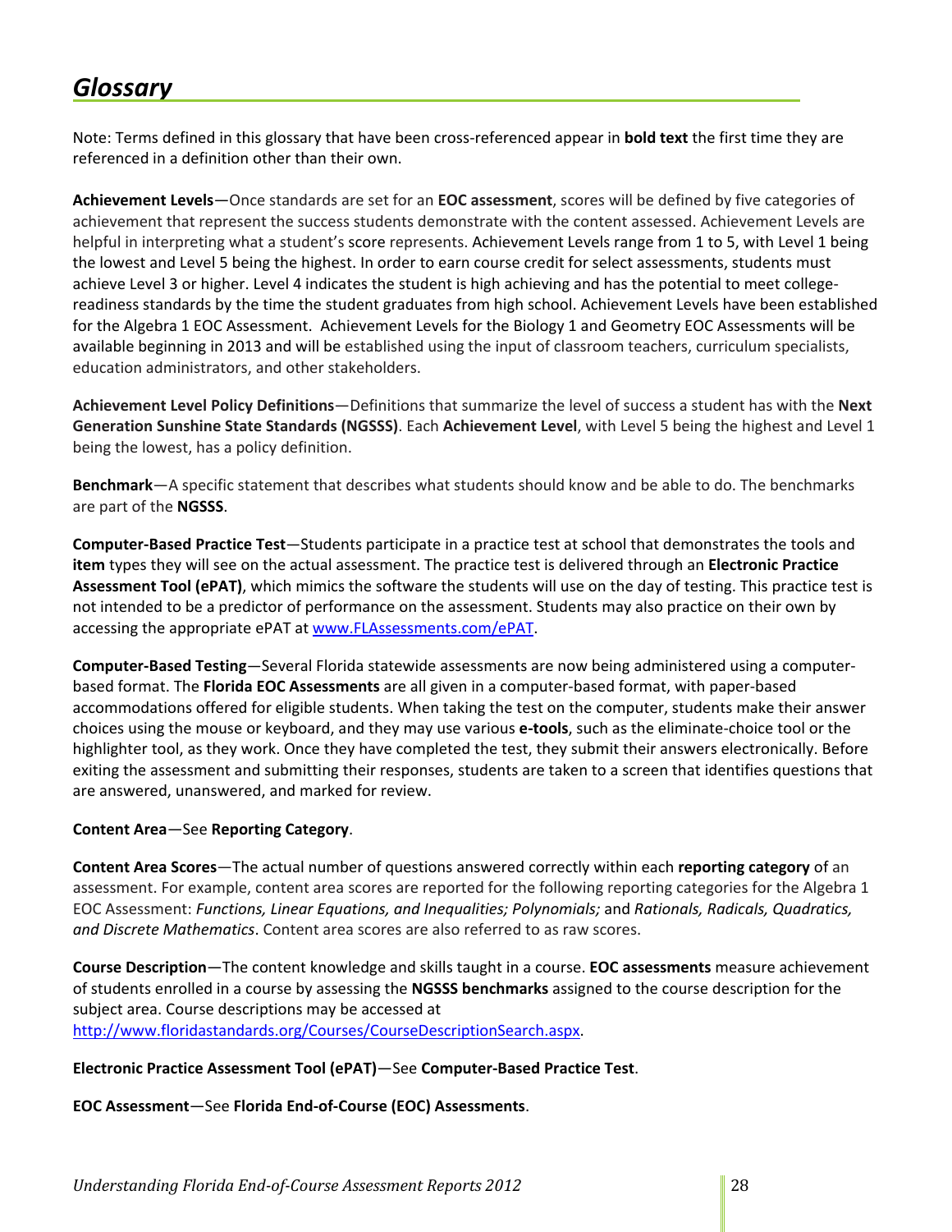# *Glossary*

Note: Terms defined in this glossary that have been cross-referenced appear in **bold text** the first time they are referenced in a definition other than their own.

**Achievement Levels**—Once standards are set for an **EOC assessment**, scores will be defined by five categories of achievement that represent the success students demonstrate with the content assessed. Achievement Levels are helpful in interpreting what a student's score represents. Achievement Levels range from 1 to 5, with Level 1 being the lowest and Level 5 being the highest. In order to earn course credit for select assessments, students must achieve Level 3 or higher. Level 4 indicates the student is high achieving and has the potential to meet college-readiness standards by the time the student graduates from high school. Achievement Levels have been established for the Algebra 1 EOC Assessment. Achievement Levels for the Biology 1 and Geometry EOC Assessments will be available beginning in 2013 and will be established using the input of classroom teachers, curriculum specialists, education administrators, and other stakeholders.

**Achievement Level Policy Definitions**—Definitions that summarize the level of success a student has with the **Next Generation Sunshine State Standards (NGSSS)**. Each **Achievement Level**, with Level 5 being the highest and Level 1 being the lowest, has a policy definition.

**Benchmark**—A specific statement that describes what students should know and be able to do. The benchmarks are part of the **NGSSS**.

**Computer-Based Practice Test**—Students participate in a practice test at school that demonstrates the tools and **item** types they will see on the actual assessment. The practice test is delivered through an **Electronic Practice Assessment Tool (ePAT)**, which mimics the software the students will use on the day of testing. This practice test is not intended to be a predictor of performance on the assessment. Students may also practice on their own by accessing the appropriate ePAT at [www.FLAssessments.com/ePAT](http://www.FLAssessments.com/ePAT).

**Computer-Based Testing**—Several Florida statewide assessments are now being administered using a computer-based format. The **Florida EOC Assessments** are all given in a computer-based format, with paper-based accommodations offered for eligible students. When taking the test on the computer, students make their answer choices using the mouse or keyboard, and they may use various **e-tools**, such as the eliminate-choice tool or the highlighter tool, as they work. Once they have completed the test, they submit their answers electronically. Before exiting the assessment and submitting their responses, students are taken to a screen that identifies questions that are answered, unanswered, and marked for review.

**Content Area**—See **Reporting Category**.

**Content Area Scores**—The actual number of questions answered correctly within each **reporting category** of an assessment. For example, content area scores are reported for the following reporting categories for the Algebra 1 EOC Assessment: *Functions, Linear Equations, and Inequalities; Polynomials;* and *Rationals, Radicals, Quadratics, and Discrete Mathematics*. Content area scores are also referred to as raw scores.

**Course Description**—The content knowledge and skills taught in a course. **EOC assessments** measure achievement of students enrolled in a course by assessing the **NGSSS benchmarks** assigned to the course description for the subject area. Course descriptions may be accessed at [http://www.floridastandards.org/Courses/CourseDescriptionSearch.aspx](http://www.floridastandards.org/Courses/CourseDescriptionSearch.aspx).

**Electronic Practice Assessment Tool (ePAT)**—See **Computer-Based Practice Test**.

**EOC Assessment**—See **Florida End-of-Course (EOC) Assessments**.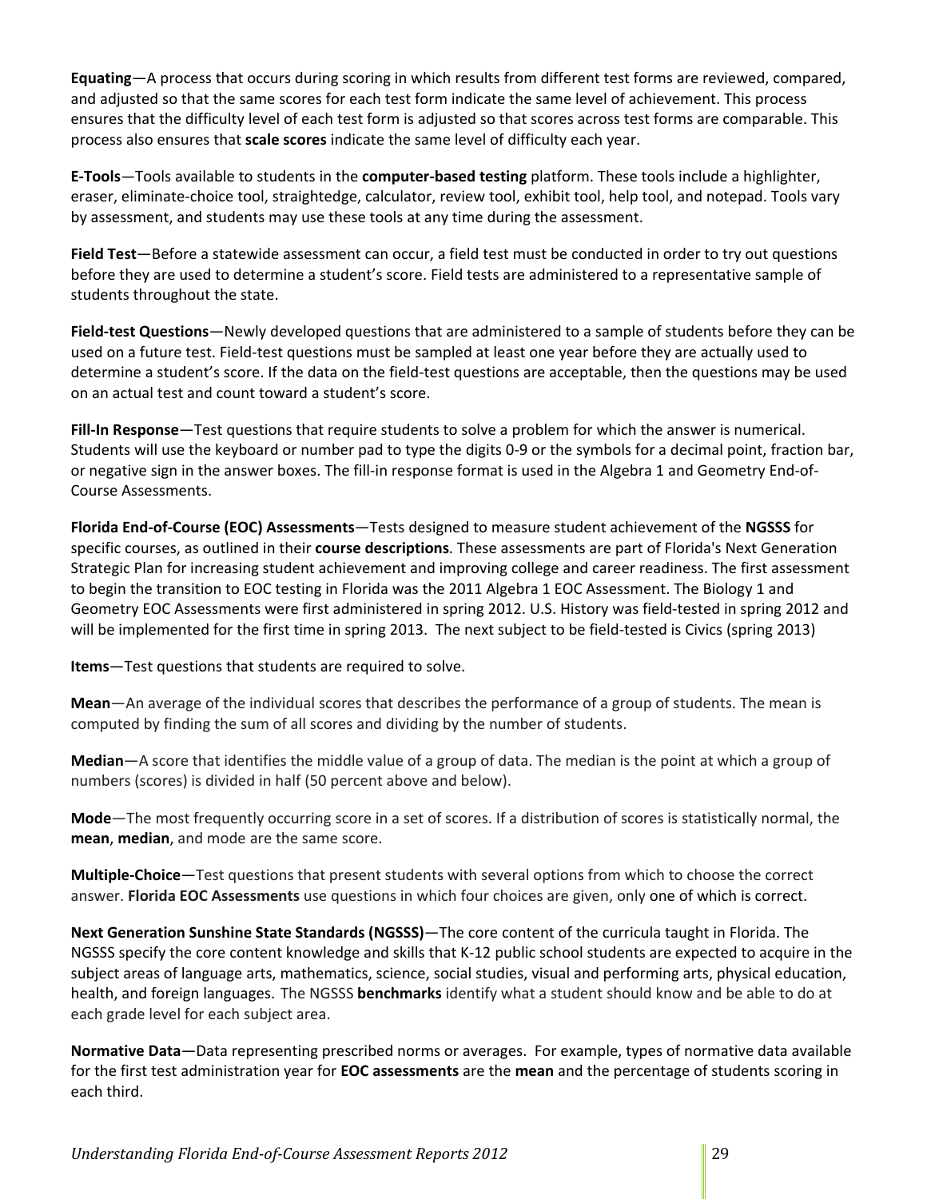**Equating**—A process that occurs during scoring in which results from different test forms are reviewed, compared, and adjusted so that the same scores for each test form indicate the same level of achievement. This process ensures that the difficulty level of each test form is adjusted so that scores across test forms are comparable. This process also ensures that **scale scores** indicate the same level of difficulty each year.

**E-Tools**—Tools available to students in the **computer-based testing** platform. These tools include a highlighter, eraser, eliminate-choice tool, straightedge, calculator, review tool, exhibit tool, help tool, and notepad. Tools vary by assessment, and students may use these tools at any time during the assessment.

**Field Test**—Before a statewide assessment can occur, a field test must be conducted in order to try out questions before they are used to determine a student's score. Field tests are administered to a representative sample of students throughout the state.

**Field-test Questions**—Newly developed questions that are administered to a sample of students before they can be used on a future test. Field-test questions must be sampled at least one year before they are actually used to determine a student's score. If the data on the field-test questions are acceptable, then the questions may be used on an actual test and count toward a student's score.

**Fill-In Response**—Test questions that require students to solve a problem for which the answer is numerical. Students will use the keyboard or number pad to type the digits 0-9 or the symbols for a decimal point, fraction bar, or negative sign in the answer boxes. The fill-in response format is used in the Algebra 1 and Geometry End-of-Course Assessments.

**Florida End-of-Course (EOC) Assessments**—Tests designed to measure student achievement of the **NGSSS** for specific courses, as outlined in their **course descriptions**. These assessments are part of Florida's Next Generation Strategic Plan for increasing student achievement and improving college and career readiness. The first assessment to begin the transition to EOC testing in Florida was the 2011 Algebra 1 EOC Assessment. The Biology 1 and Geometry EOC Assessments were first administered in spring 2012. U.S. History was field-tested in spring 2012 and will be implemented for the first time in spring 2013. The next subject to be field-tested is Civics (spring 2013)

**Items**—Test questions that students are required to solve.

**Mean**—An average of the individual scores that describes the performance of a group of students. The mean is computed by finding the sum of all scores and dividing by the number of students.

**Median**—A score that identifies the middle value of a group of data. The median is the point at which a group of numbers (scores) is divided in half (50 percent above and below).

**Mode**—The most frequently occurring score in a set of scores. If a distribution of scores is statistically normal, the **mean**, **median**, and mode are the same score.

**Multiple-Choice**—Test questions that present students with several options from which to choose the correct answer. **Florida EOC Assessments** use questions in which four choices are given, only one of which is correct.

**Next Generation Sunshine State Standards (NGSSS)**—The core content of the curricula taught in Florida. The NGSSS specify the core content knowledge and skills that K-12 public school students are expected to acquire in the subject areas of language arts, mathematics, science, social studies, visual and performing arts, physical education, health, and foreign languages. The NGSSS **benchmarks** identify what a student should know and be able to do at each grade level for each subject area.

**Normative Data**—Data representing prescribed norms or averages. For example, types of normative data available for the first test administration year for **EOC assessments** are the **mean** and the percentage of students scoring in each third.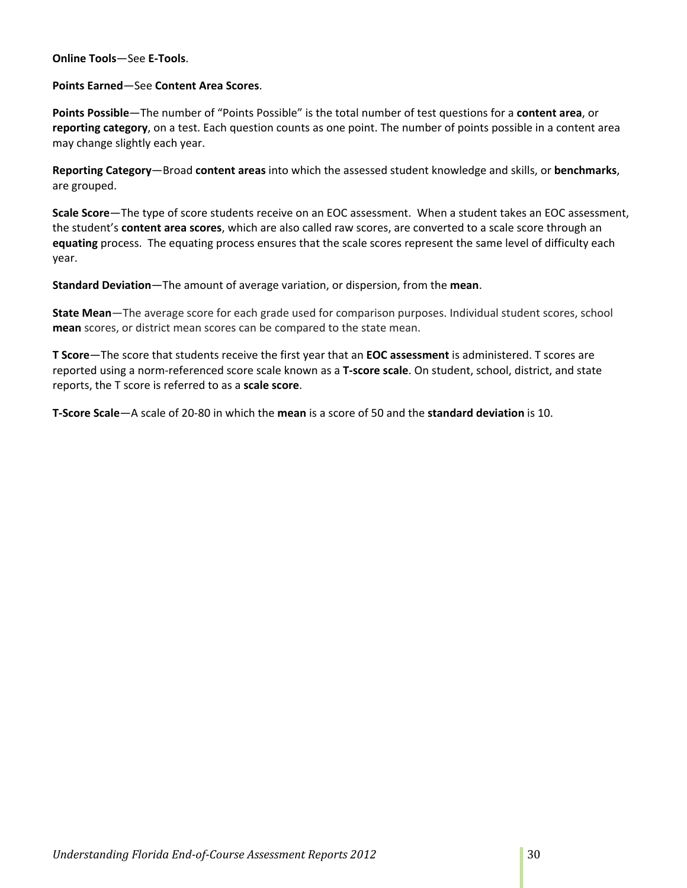**Online Tools**—See **E-Tools**.

**Points Earned**—See **Content Area Scores**.

**Points Possible**—The number of "Points Possible" is the total number of test questions for a **content area**, or **reporting category**, on a test. Each question counts as one point. The number of points possible in a content area may change slightly each year.

**Reporting Category**—Broad **content areas** into which the assessed student knowledge and skills, or **benchmarks**, are grouped.

**Scale Score**—The type of score students receive on an EOC assessment. When a student takes an EOC assessment, the student's **content area scores**, which are also called raw scores, are converted to a scale score through an **equating** process. The equating process ensures that the scale scores represent the same level of difficulty each year.

**Standard Deviation**—The amount of average variation, or dispersion, from the **mean**.

**State Mean**—The average score for each grade used for comparison purposes. Individual student scores, school **mean** scores, or district mean scores can be compared to the state mean.

**T Score**—The score that students receive the first year that an **EOC assessment** is administered. T scores are reported using a norm-referenced score scale known as a **T-score scale**. On student, school, district, and state reports, the T score is referred to as a **scale score**.

**T-Score Scale**—A scale of 20-80 in which the **mean** is a score of 50 and the **standard deviation** is 10.